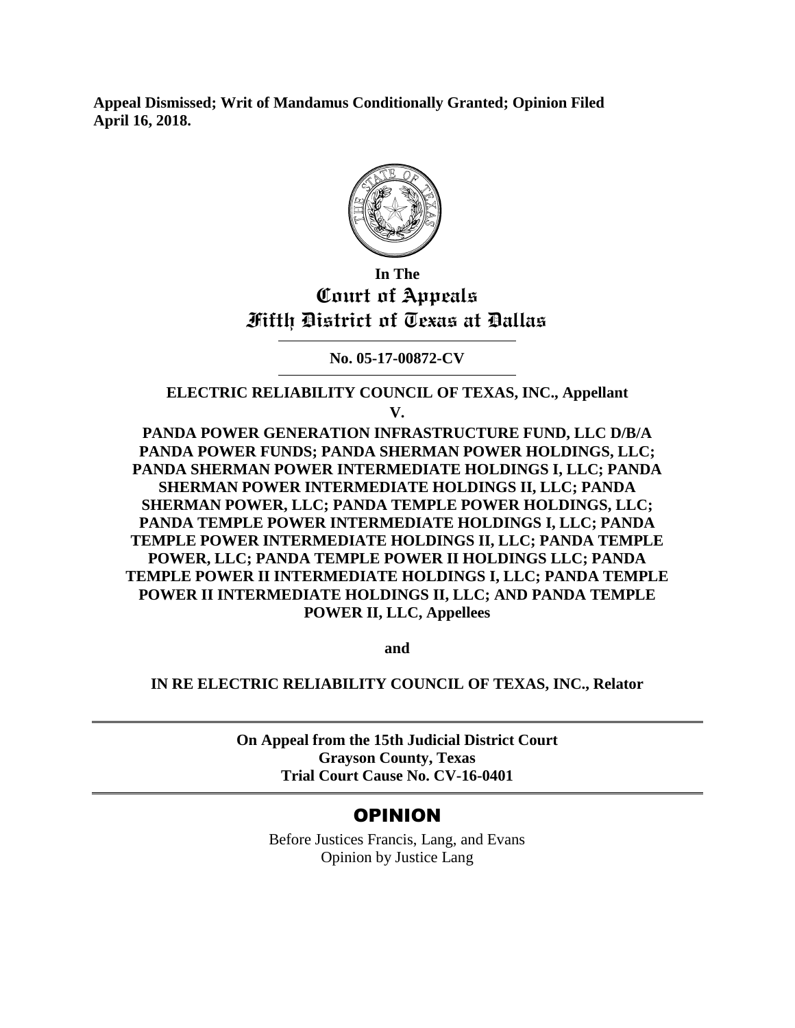**Appeal Dismissed; Writ of Mandamus Conditionally Granted; Opinion Filed April 16, 2018.**

**In The**

**Court of Appeals**

**Fifth District of Texas at Dallas**

---

**No. 05-17-00872-CV**

---

**ELECTRIC RELIABILITY COUNCIL OF TEXAS, INC., Appellant**

**V.**

**PANDA POWER GENERATION INFRASTRUCTURE FUND, LLC D/B/A PANDA POWER FUNDS; PANDA SHERMAN POWER HOLDINGS, LLC; PANDA SHERMAN POWER INTERMEDIATE HOLDINGS I, LLC; PANDA SHERMAN POWER INTERMEDIATE HOLDINGS II, LLC; PANDA SHERMAN POWER, LLC; PANDA TEMPLE POWER HOLDINGS, LLC; PANDA TEMPLE POWER INTERMEDIATE HOLDINGS I, LLC; PANDA TEMPLE POWER INTERMEDIATE HOLDINGS II, LLC; PANDA TEMPLE POWER, LLC; PANDA TEMPLE POWER II HOLDINGS LLC; PANDA TEMPLE POWER II INTERMEDIATE HOLDINGS I, LLC; PANDA TEMPLE POWER II INTERMEDIATE HOLDINGS II, LLC; AND PANDA TEMPLE POWER II, LLC, Appellees**

**and**

**IN RE ELECTRIC RELIABILITY COUNCIL OF TEXAS, INC., Relator**

---

**On Appeal from the 15th Judicial District Court**
**Grayson County, Texas**
**Trial Court Cause No. CV-16-0401**

---

## OPINION

Before Justices Francis, Lang, and Evans
Opinion by Justice Lang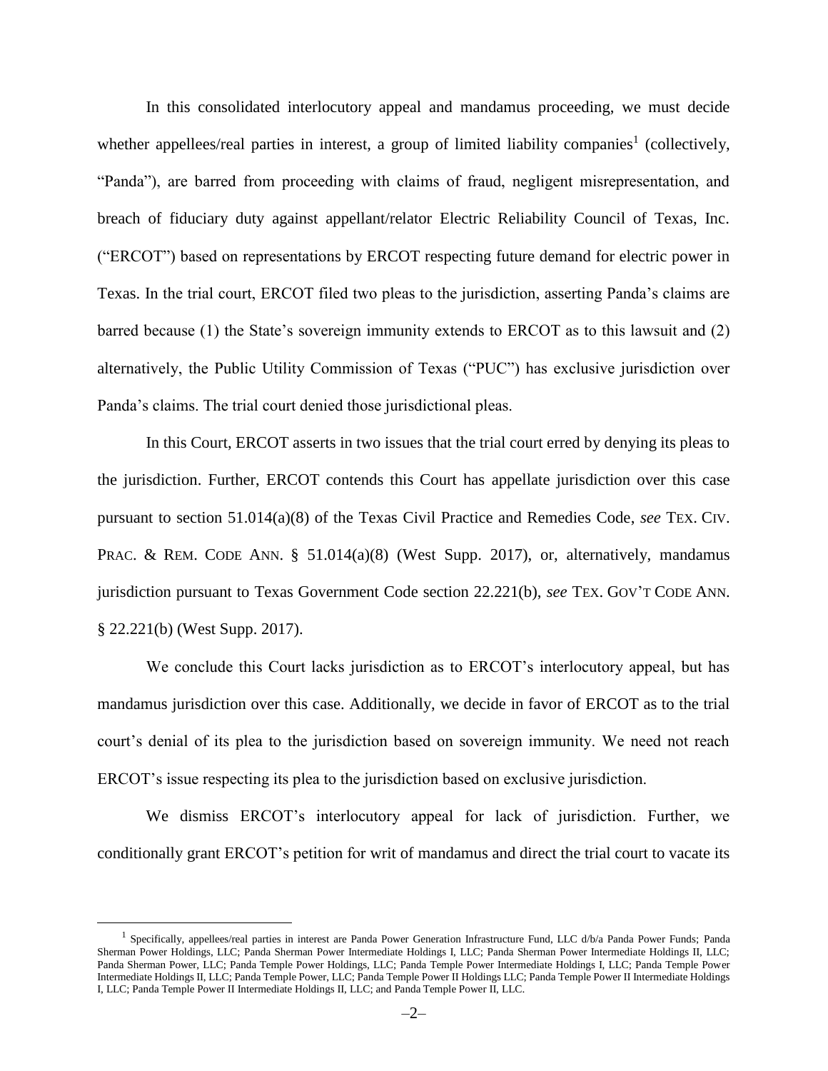In this consolidated interlocutory appeal and mandamus proceeding, we must decide whether appellees/real parties in interest, a group of limited liability companies[1] (collectively, "Panda"), are barred from proceeding with claims of fraud, negligent misrepresentation, and breach of fiduciary duty against appellant/relator Electric Reliability Council of Texas, Inc. ("ERCOT") based on representations by ERCOT respecting future demand for electric power in Texas. In the trial court, ERCOT filed two pleas to the jurisdiction, asserting Panda's claims are barred because (1) the State's sovereign immunity extends to ERCOT as to this lawsuit and (2) alternatively, the Public Utility Commission of Texas ("PUC") has exclusive jurisdiction over Panda's claims. The trial court denied those jurisdictional pleas.

In this Court, ERCOT asserts in two issues that the trial court erred by denying its pleas to the jurisdiction. Further, ERCOT contends this Court has appellate jurisdiction over this case pursuant to section 51.014(a)(8) of the Texas Civil Practice and Remedies Code, *see* TEX. CIV. PRAC. & REM. CODE ANN. § 51.014(a)(8) (West Supp. 2017), or, alternatively, mandamus jurisdiction pursuant to Texas Government Code section 22.221(b), *see* TEX. GOV'T CODE ANN. § 22.221(b) (West Supp. 2017).

We conclude this Court lacks jurisdiction as to ERCOT's interlocutory appeal, but has mandamus jurisdiction over this case. Additionally, we decide in favor of ERCOT as to the trial court's denial of its plea to the jurisdiction based on sovereign immunity. We need not reach ERCOT's issue respecting its plea to the jurisdiction based on exclusive jurisdiction.

We dismiss ERCOT's interlocutory appeal for lack of jurisdiction. Further, we conditionally grant ERCOT's petition for writ of mandamus and direct the trial court to vacate its

---

[1] Specifically, appellees/real parties in interest are Panda Power Generation Infrastructure Fund, LLC d/b/a Panda Power Funds; Panda Sherman Power Holdings, LLC; Panda Sherman Power Intermediate Holdings I, LLC; Panda Sherman Power Intermediate Holdings II, LLC; Panda Sherman Power, LLC; Panda Temple Power Holdings, LLC; Panda Temple Power Intermediate Holdings I, LLC; Panda Temple Power Intermediate Holdings II, LLC; Panda Temple Power, LLC; Panda Temple Power II Holdings LLC; Panda Temple Power II Intermediate Holdings I, LLC; Panda Temple Power II Intermediate Holdings II, LLC; and Panda Temple Power II, LLC.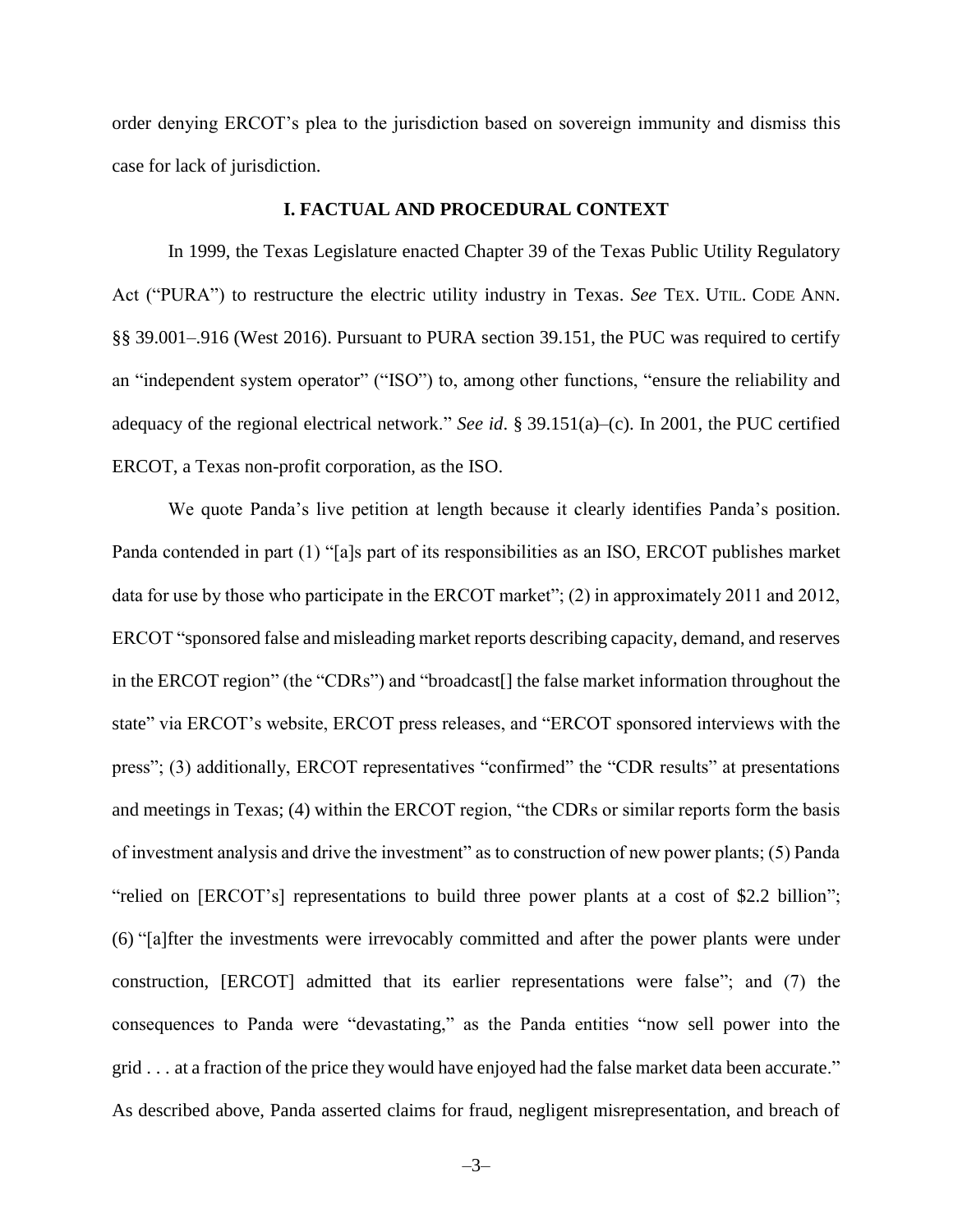order denying ERCOT's plea to the jurisdiction based on sovereign immunity and dismiss this case for lack of jurisdiction.

## I. FACTUAL AND PROCEDURAL CONTEXT

In 1999, the Texas Legislature enacted Chapter 39 of the Texas Public Utility Regulatory Act ("PURA") to restructure the electric utility industry in Texas. *See* TEX. UTIL. CODE ANN. §§ 39.001–.916 (West 2016). Pursuant to PURA section 39.151, the PUC was required to certify an "independent system operator" ("ISO") to, among other functions, "ensure the reliability and adequacy of the regional electrical network." *See id*. § 39.151(a)–(c). In 2001, the PUC certified ERCOT, a Texas non-profit corporation, as the ISO.

We quote Panda's live petition at length because it clearly identifies Panda's position. Panda contended in part (1) "[a]s part of its responsibilities as an ISO, ERCOT publishes market data for use by those who participate in the ERCOT market"; (2) in approximately 2011 and 2012, ERCOT "sponsored false and misleading market reports describing capacity, demand, and reserves in the ERCOT region" (the "CDRs") and "broadcast[] the false market information throughout the state" via ERCOT's website, ERCOT press releases, and "ERCOT sponsored interviews with the press"; (3) additionally, ERCOT representatives "confirmed" the "CDR results" at presentations and meetings in Texas; (4) within the ERCOT region, "the CDRs or similar reports form the basis of investment analysis and drive the investment" as to construction of new power plants; (5) Panda "relied on [ERCOT's] representations to build three power plants at a cost of $2.2 billion"; (6) "[a]fter the investments were irrevocably committed and after the power plants were under construction, [ERCOT] admitted that its earlier representations were false"; and (7) the consequences to Panda were "devastating," as the Panda entities "now sell power into the grid . . . at a fraction of the price they would have enjoyed had the false market data been accurate." As described above, Panda asserted claims for fraud, negligent misrepresentation, and breach of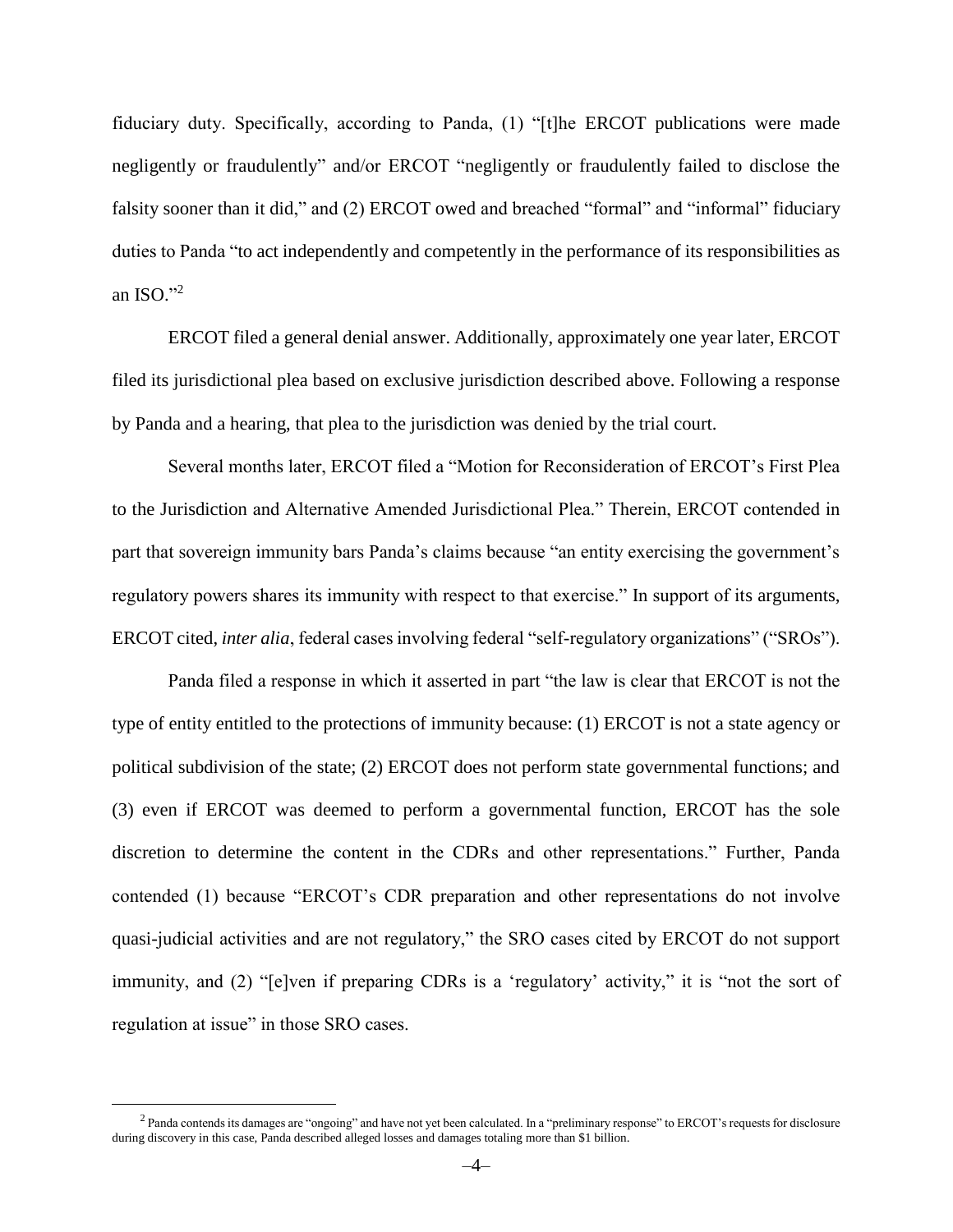fiduciary duty. Specifically, according to Panda, (1) "[t]he ERCOT publications were made negligently or fraudulently" and/or ERCOT "negligently or fraudulently failed to disclose the falsity sooner than it did," and (2) ERCOT owed and breached "formal" and "informal" fiduciary duties to Panda "to act independently and competently in the performance of its responsibilities as an ISO."[2]

ERCOT filed a general denial answer. Additionally, approximately one year later, ERCOT filed its jurisdictional plea based on exclusive jurisdiction described above. Following a response by Panda and a hearing, that plea to the jurisdiction was denied by the trial court.

Several months later, ERCOT filed a "Motion for Reconsideration of ERCOT's First Plea to the Jurisdiction and Alternative Amended Jurisdictional Plea." Therein, ERCOT contended in part that sovereign immunity bars Panda's claims because "an entity exercising the government's regulatory powers shares its immunity with respect to that exercise." In support of its arguments, ERCOT cited, *inter alia*, federal cases involving federal "self-regulatory organizations" ("SROs").

Panda filed a response in which it asserted in part "the law is clear that ERCOT is not the type of entity entitled to the protections of immunity because: (1) ERCOT is not a state agency or political subdivision of the state; (2) ERCOT does not perform state governmental functions; and (3) even if ERCOT was deemed to perform a governmental function, ERCOT has the sole discretion to determine the content in the CDRs and other representations." Further, Panda contended (1) because "ERCOT's CDR preparation and other representations do not involve quasi-judicial activities and are not regulatory," the SRO cases cited by ERCOT do not support immunity, and (2) "[e]ven if preparing CDRs is a 'regulatory' activity," it is "not the sort of regulation at issue" in those SRO cases.

[2] Panda contends its damages are "ongoing" and have not yet been calculated. In a "preliminary response" to ERCOT's requests for disclosure during discovery in this case, Panda described alleged losses and damages totaling more than $1 billion.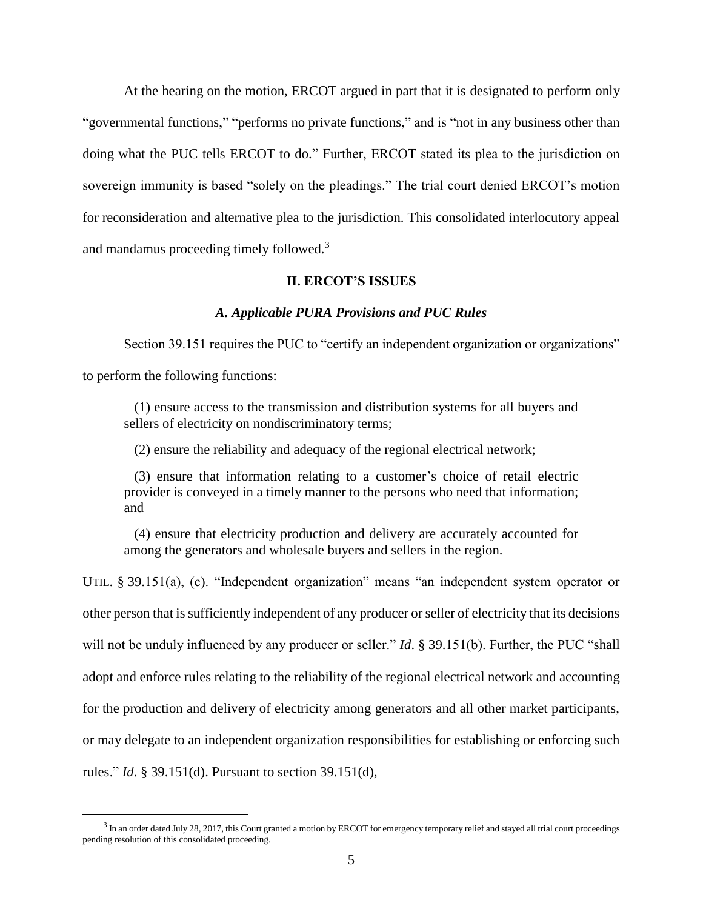At the hearing on the motion, ERCOT argued in part that it is designated to perform only "governmental functions," "performs no private functions," and is "not in any business other than doing what the PUC tells ERCOT to do." Further, ERCOT stated its plea to the jurisdiction on sovereign immunity is based "solely on the pleadings." The trial court denied ERCOT's motion for reconsideration and alternative plea to the jurisdiction. This consolidated interlocutory appeal and mandamus proceeding timely followed.[3]

## II. ERCOT'S ISSUES

### *A. Applicable PURA Provisions and PUC Rules*

Section 39.151 requires the PUC to "certify an independent organization or organizations" to perform the following functions:

> (1) ensure access to the transmission and distribution systems for all buyers and sellers of electricity on nondiscriminatory terms;
>
> (2) ensure the reliability and adequacy of the regional electrical network;
>
> (3) ensure that information relating to a customer's choice of retail electric provider is conveyed in a timely manner to the persons who need that information; and
>
> (4) ensure that electricity production and delivery are accurately accounted for among the generators and wholesale buyers and sellers in the region.

UTIL. § 39.151(a), (c). "Independent organization" means "an independent system operator or other person that is sufficiently independent of any producer or seller of electricity that its decisions will not be unduly influenced by any producer or seller." *Id*. § 39.151(b). Further, the PUC "shall adopt and enforce rules relating to the reliability of the regional electrical network and accounting for the production and delivery of electricity among generators and all other market participants, or may delegate to an independent organization responsibilities for establishing or enforcing such rules." *Id*. § 39.151(d). Pursuant to section 39.151(d),

[3] In an order dated July 28, 2017, this Court granted a motion by ERCOT for emergency temporary relief and stayed all trial court proceedings pending resolution of this consolidated proceeding.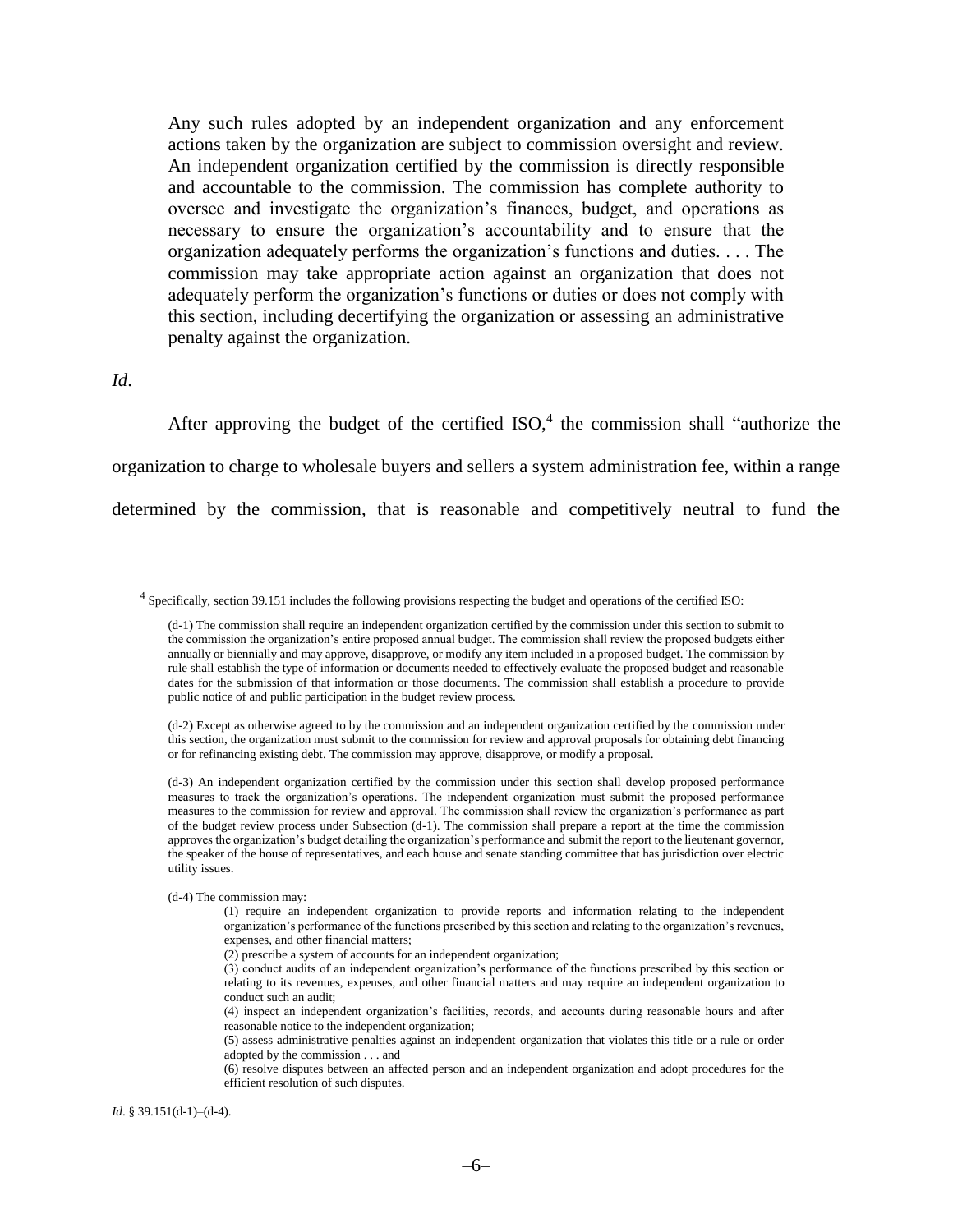> Any such rules adopted by an independent organization and any enforcement actions taken by the organization are subject to commission oversight and review. An independent organization certified by the commission is directly responsible and accountable to the commission. The commission has complete authority to oversee and investigate the organization's finances, budget, and operations as necessary to ensure the organization's accountability and to ensure that the organization adequately performs the organization's functions and duties. . . . The commission may take appropriate action against an organization that does not adequately perform the organization's functions or duties or does not comply with this section, including decertifying the organization or assessing an administrative penalty against the organization.

*Id*.

After approving the budget of the certified ISO,[4] the commission shall "authorize the organization to charge to wholesale buyers and sellers a system administration fee, within a range determined by the commission, that is reasonable and competitively neutral to fund the

---

[4] Specifically, section 39.151 includes the following provisions respecting the budget and operations of the certified ISO:

> (d-1) The commission shall require an independent organization certified by the commission under this section to submit to the commission the organization's entire proposed annual budget. The commission shall review the proposed budgets either annually or biennially and may approve, disapprove, or modify any item included in a proposed budget. The commission by rule shall establish the type of information or documents needed to effectively evaluate the proposed budget and reasonable dates for the submission of that information or those documents. The commission shall establish a procedure to provide public notice of and public participation in the budget review process.
>
> (d-2) Except as otherwise agreed to by the commission and an independent organization certified by the commission under this section, the organization must submit to the commission for review and approval proposals for obtaining debt financing or for refinancing existing debt. The commission may approve, disapprove, or modify a proposal.
>
> (d-3) An independent organization certified by the commission under this section shall develop proposed performance measures to track the organization's operations. The independent organization must submit the proposed performance measures to the commission for review and approval. The commission shall review the organization's performance as part of the budget review process under Subsection (d-1). The commission shall prepare a report at the time the commission approves the organization's budget detailing the organization's performance and submit the report to the lieutenant governor, the speaker of the house of representatives, and each house and senate standing committee that has jurisdiction over electric utility issues.
>
> (d-4) The commission may:
>
> > (1) require an independent organization to provide reports and information relating to the independent organization's performance of the functions prescribed by this section and relating to the organization's revenues, expenses, and other financial matters;
> >
> > (2) prescribe a system of accounts for an independent organization;
> >
> > (3) conduct audits of an independent organization's performance of the functions prescribed by this section or relating to its revenues, expenses, and other financial matters and may require an independent organization to conduct such an audit;
> >
> > (4) inspect an independent organization's facilities, records, and accounts during reasonable hours and after reasonable notice to the independent organization;
> >
> > (5) assess administrative penalties against an independent organization that violates this title or a rule or order adopted by the commission . . . and
> >
> > (6) resolve disputes between an affected person and an independent organization and adopt procedures for the efficient resolution of such disputes.

*Id*. § 39.151(d-1)–(d-4).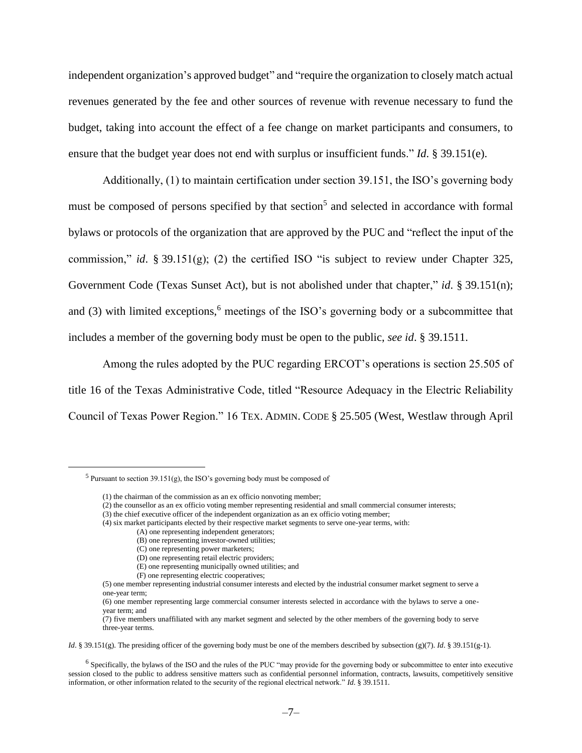independent organization's approved budget" and "require the organization to closely match actual revenues generated by the fee and other sources of revenue with revenue necessary to fund the budget, taking into account the effect of a fee change on market participants and consumers, to ensure that the budget year does not end with surplus or insufficient funds." *Id.* § 39.151(e).

Additionally, (1) to maintain certification under section 39.151, the ISO's governing body must be composed of persons specified by that section[5] and selected in accordance with formal bylaws or protocols of the organization that are approved by the PUC and "reflect the input of the commission," *id*. § 39.151(g); (2) the certified ISO "is subject to review under Chapter 325, Government Code (Texas Sunset Act), but is not abolished under that chapter," *id.* § 39.151(n); and (3) with limited exceptions,[6] meetings of the ISO's governing body or a subcommittee that includes a member of the governing body must be open to the public, *see id*. § 39.1511.

Among the rules adopted by the PUC regarding ERCOT's operations is section 25.505 of title 16 of the Texas Administrative Code, titled "Resource Adequacy in the Electric Reliability Council of Texas Power Region." 16 TEX. ADMIN. CODE § 25.505 (West, Westlaw through April

---

[5] Pursuant to section 39.151(g), the ISO's governing body must be composed of

> (1) the chairman of the commission as an ex officio nonvoting member;
> (2) the counsellor as an ex officio voting member representing residential and small commercial consumer interests;
> (3) the chief executive officer of the independent organization as an ex officio voting member;
> (4) six market participants elected by their respective market segments to serve one-year terms, with:
>> (A) one representing independent generators;
>> (B) one representing investor-owned utilities;
>> (C) one representing power marketers;
>> (D) one representing retail electric providers;
>> (E) one representing municipally owned utilities; and
>> (F) one representing electric cooperatives;
>
> (5) one member representing industrial consumer interests and elected by the industrial consumer market segment to serve a one-year term;
> (6) one member representing large commercial consumer interests selected in accordance with the bylaws to serve a one-year term; and
> (7) five members unaffiliated with any market segment and selected by the other members of the governing body to serve three-year terms.

*Id*. § 39.151(g). The presiding officer of the governing body must be one of the members described by subsection (g)(7). *Id*. § 39.151(g-1).

[6] Specifically, the bylaws of the ISO and the rules of the PUC "may provide for the governing body or subcommittee to enter into executive session closed to the public to address sensitive matters such as confidential personnel information, contracts, lawsuits, competitively sensitive information, or other information related to the security of the regional electrical network." *Id*. § 39.1511.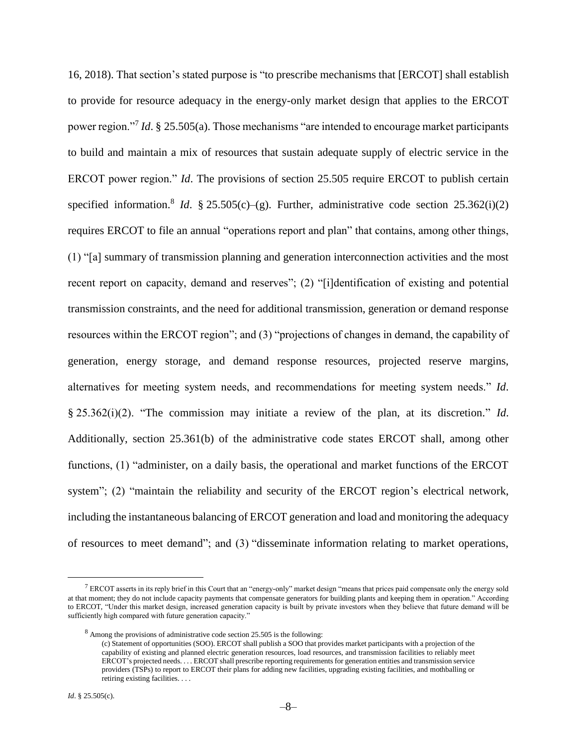16, 2018). That section's stated purpose is "to prescribe mechanisms that [ERCOT] shall establish to provide for resource adequacy in the energy-only market design that applies to the ERCOT power region."[7] *Id*. § 25.505(a). Those mechanisms "are intended to encourage market participants to build and maintain a mix of resources that sustain adequate supply of electric service in the ERCOT power region." *Id*. The provisions of section 25.505 require ERCOT to publish certain specified information.[8] *Id*. § 25.505(c)–(g). Further, administrative code section 25.362(i)(2) requires ERCOT to file an annual "operations report and plan" that contains, among other things, (1) "[a] summary of transmission planning and generation interconnection activities and the most recent report on capacity, demand and reserves"; (2) "[i]dentification of existing and potential transmission constraints, and the need for additional transmission, generation or demand response resources within the ERCOT region"; and (3) "projections of changes in demand, the capability of generation, energy storage, and demand response resources, projected reserve margins, alternatives for meeting system needs, and recommendations for meeting system needs." *Id*. § 25.362(i)(2). "The commission may initiate a review of the plan, at its discretion." *Id*. Additionally, section 25.361(b) of the administrative code states ERCOT shall, among other functions, (1) "administer, on a daily basis, the operational and market functions of the ERCOT system"; (2) "maintain the reliability and security of the ERCOT region's electrical network, including the instantaneous balancing of ERCOT generation and load and monitoring the adequacy of resources to meet demand"; and (3) "disseminate information relating to market operations,

---

[7] ERCOT asserts in its reply brief in this Court that an "energy-only" market design "means that prices paid compensate only the energy sold at that moment; they do not include capacity payments that compensate generators for building plants and keeping them in operation." According to ERCOT, "Under this market design, increased generation capacity is built by private investors when they believe that future demand will be sufficiently high compared with future generation capacity."

[8] Among the provisions of administrative code section 25.505 is the following:

> (c) Statement of opportunities (SOO). ERCOT shall publish a SOO that provides market participants with a projection of the capability of existing and planned electric generation resources, load resources, and transmission facilities to reliably meet ERCOT's projected needs. . . . ERCOT shall prescribe reporting requirements for generation entities and transmission service providers (TSPs) to report to ERCOT their plans for adding new facilities, upgrading existing facilities, and mothballing or retiring existing facilities. . . .

*Id*. § 25.505(c).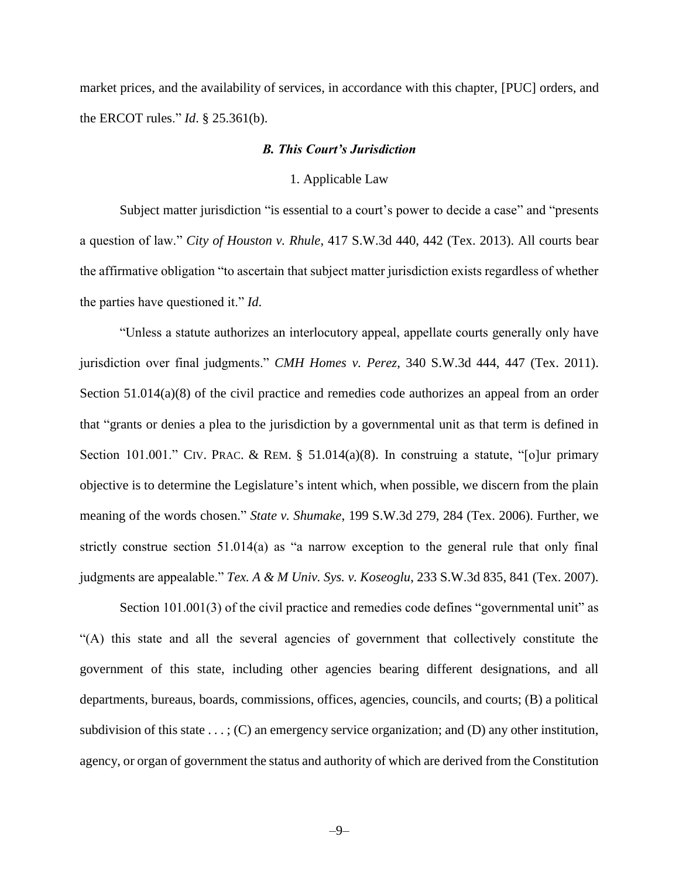market prices, and the availability of services, in accordance with this chapter, [PUC] orders, and the ERCOT rules." *Id*. § 25.361(b).

### *B. This Court's Jurisdiction*

1. Applicable Law

Subject matter jurisdiction "is essential to a court's power to decide a case" and "presents a question of law." *City of Houston v. Rhule*, 417 S.W.3d 440, 442 (Tex. 2013). All courts bear the affirmative obligation "to ascertain that subject matter jurisdiction exists regardless of whether the parties have questioned it." *Id*.

"Unless a statute authorizes an interlocutory appeal, appellate courts generally only have jurisdiction over final judgments." *CMH Homes v. Perez*, 340 S.W.3d 444, 447 (Tex. 2011). Section 51.014(a)(8) of the civil practice and remedies code authorizes an appeal from an order that "grants or denies a plea to the jurisdiction by a governmental unit as that term is defined in Section 101.001." CIV. PRAC. & REM. § 51.014(a)(8). In construing a statute, "[o]ur primary objective is to determine the Legislature's intent which, when possible, we discern from the plain meaning of the words chosen." *State v. Shumake*, 199 S.W.3d 279, 284 (Tex. 2006). Further, we strictly construe section 51.014(a) as "a narrow exception to the general rule that only final judgments are appealable." *Tex. A & M Univ. Sys. v. Koseoglu*, 233 S.W.3d 835, 841 (Tex. 2007).

Section 101.001(3) of the civil practice and remedies code defines "governmental unit" as "(A) this state and all the several agencies of government that collectively constitute the government of this state, including other agencies bearing different designations, and all departments, bureaus, boards, commissions, offices, agencies, councils, and courts; (B) a political subdivision of this state . . . ; (C) an emergency service organization; and (D) any other institution, agency, or organ of government the status and authority of which are derived from the Constitution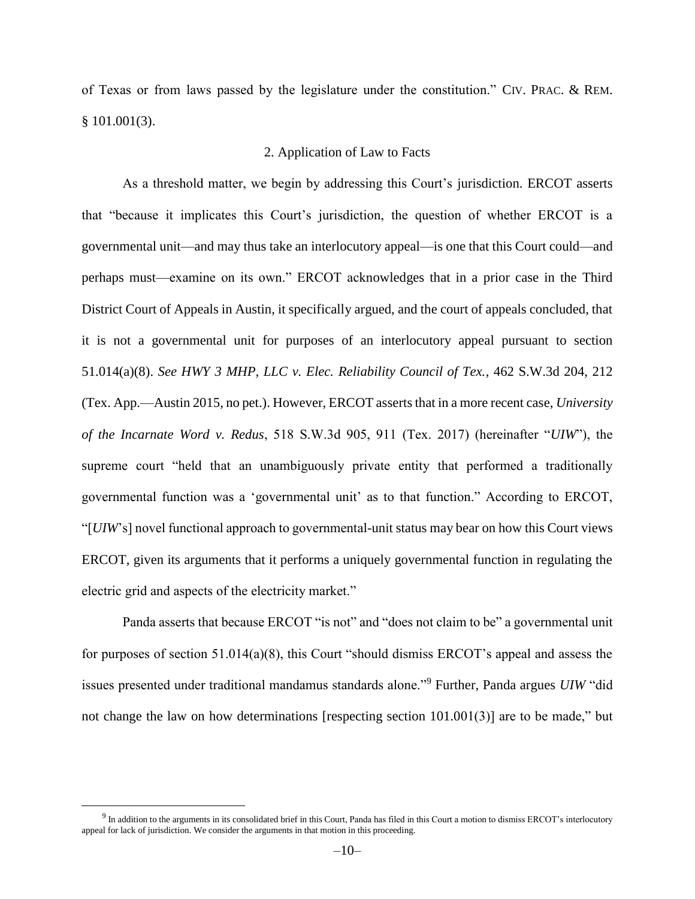of Texas or from laws passed by the legislature under the constitution." CIV. PRAC. & REM. § 101.001(3).

### 2. Application of Law to Facts

As a threshold matter, we begin by addressing this Court's jurisdiction. ERCOT asserts that "because it implicates this Court's jurisdiction, the question of whether ERCOT is a governmental unit—and may thus take an interlocutory appeal—is one that this Court could—and perhaps must—examine on its own." ERCOT acknowledges that in a prior case in the Third District Court of Appeals in Austin, it specifically argued, and the court of appeals concluded, that it is not a governmental unit for purposes of an interlocutory appeal pursuant to section 51.014(a)(8). *See HWY 3 MHP, LLC v. Elec. Reliability Council of Tex.*, 462 S.W.3d 204, 212 (Tex. App.—Austin 2015, no pet.). However, ERCOT asserts that in a more recent case, *University of the Incarnate Word v. Redus*, 518 S.W.3d 905, 911 (Tex. 2017) (hereinafter "*UIW*"), the supreme court "held that an unambiguously private entity that performed a traditionally governmental function was a 'governmental unit' as to that function." According to ERCOT, "[*UIW*'s] novel functional approach to governmental-unit status may bear on how this Court views ERCOT, given its arguments that it performs a uniquely governmental function in regulating the electric grid and aspects of the electricity market."

Panda asserts that because ERCOT "is not" and "does not claim to be" a governmental unit for purposes of section 51.014(a)(8), this Court "should dismiss ERCOT's appeal and assess the issues presented under traditional mandamus standards alone."[9] Further, Panda argues *UIW* "did not change the law on how determinations [respecting section 101.001(3)] are to be made," but

[9] In addition to the arguments in its consolidated brief in this Court, Panda has filed in this Court a motion to dismiss ERCOT's interlocutory appeal for lack of jurisdiction. We consider the arguments in that motion in this proceeding.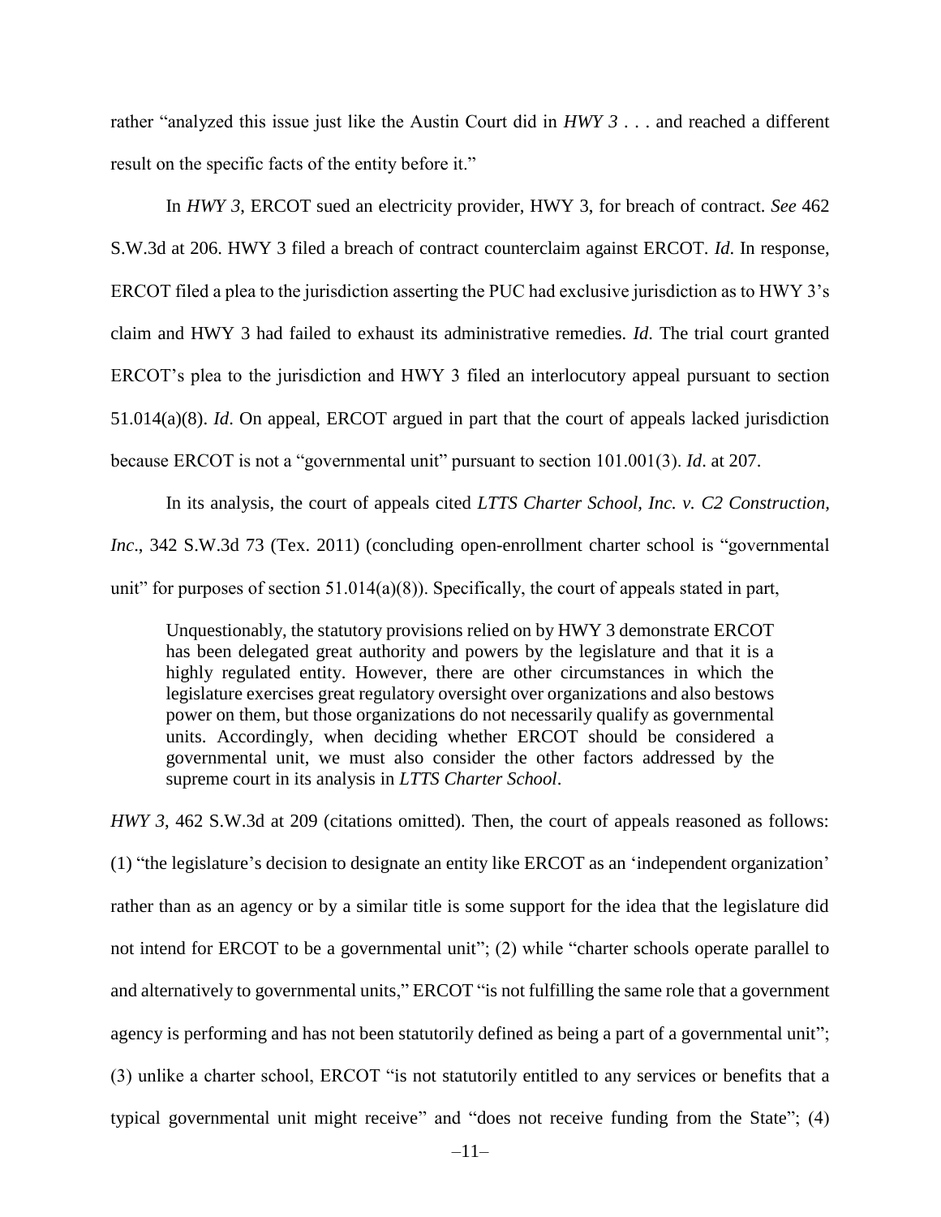rather "analyzed this issue just like the Austin Court did in *HWY 3* . . . and reached a different result on the specific facts of the entity before it."

In *HWY 3*, ERCOT sued an electricity provider, HWY 3, for breach of contract. *See* 462 S.W.3d at 206. HWY 3 filed a breach of contract counterclaim against ERCOT. *Id*. In response, ERCOT filed a plea to the jurisdiction asserting the PUC had exclusive jurisdiction as to HWY 3's claim and HWY 3 had failed to exhaust its administrative remedies. *Id*. The trial court granted ERCOT's plea to the jurisdiction and HWY 3 filed an interlocutory appeal pursuant to section 51.014(a)(8). *Id*. On appeal, ERCOT argued in part that the court of appeals lacked jurisdiction because ERCOT is not a "governmental unit" pursuant to section 101.001(3). *Id*. at 207.

In its analysis, the court of appeals cited *LTTS Charter School, Inc. v. C2 Construction, Inc*., 342 S.W.3d 73 (Tex. 2011) (concluding open-enrollment charter school is "governmental unit" for purposes of section 51.014(a)(8)). Specifically, the court of appeals stated in part,

> Unquestionably, the statutory provisions relied on by HWY 3 demonstrate ERCOT has been delegated great authority and powers by the legislature and that it is a highly regulated entity. However, there are other circumstances in which the legislature exercises great regulatory oversight over organizations and also bestows power on them, but those organizations do not necessarily qualify as governmental units. Accordingly, when deciding whether ERCOT should be considered a governmental unit, we must also consider the other factors addressed by the supreme court in its analysis in *LTTS Charter School*.

*HWY 3*, 462 S.W.3d at 209 (citations omitted). Then, the court of appeals reasoned as follows: (1) "the legislature's decision to designate an entity like ERCOT as an 'independent organization' rather than as an agency or by a similar title is some support for the idea that the legislature did not intend for ERCOT to be a governmental unit"; (2) while "charter schools operate parallel to and alternatively to governmental units," ERCOT "is not fulfilling the same role that a government agency is performing and has not been statutorily defined as being a part of a governmental unit"; (3) unlike a charter school, ERCOT "is not statutorily entitled to any services or benefits that a typical governmental unit might receive" and "does not receive funding from the State"; (4)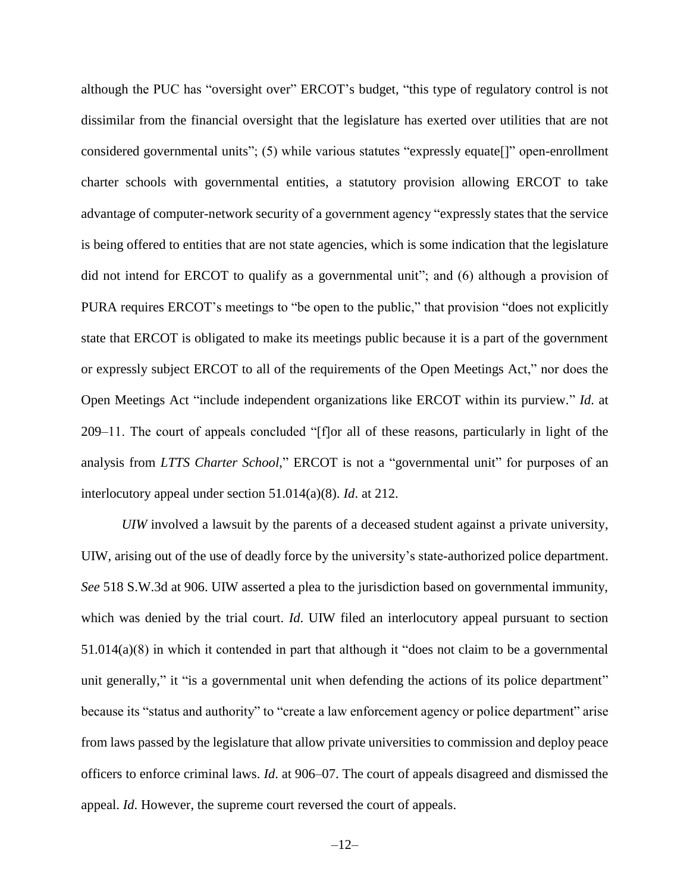although the PUC has "oversight over" ERCOT's budget, "this type of regulatory control is not dissimilar from the financial oversight that the legislature has exerted over utilities that are not considered governmental units"; (5) while various statutes "expressly equate[]" open-enrollment charter schools with governmental entities, a statutory provision allowing ERCOT to take advantage of computer-network security of a government agency "expressly states that the service is being offered to entities that are not state agencies, which is some indication that the legislature did not intend for ERCOT to qualify as a governmental unit"; and (6) although a provision of PURA requires ERCOT's meetings to "be open to the public," that provision "does not explicitly state that ERCOT is obligated to make its meetings public because it is a part of the government or expressly subject ERCOT to all of the requirements of the Open Meetings Act," nor does the Open Meetings Act "include independent organizations like ERCOT within its purview." *Id*. at 209–11. The court of appeals concluded "[f]or all of these reasons, particularly in light of the analysis from *LTTS Charter School*," ERCOT is not a "governmental unit" for purposes of an interlocutory appeal under section 51.014(a)(8). *Id*. at 212.

*UIW* involved a lawsuit by the parents of a deceased student against a private university, UIW, arising out of the use of deadly force by the university's state-authorized police department. *See* 518 S.W.3d at 906. UIW asserted a plea to the jurisdiction based on governmental immunity, which was denied by the trial court. *Id*. UIW filed an interlocutory appeal pursuant to section 51.014(a)(8) in which it contended in part that although it "does not claim to be a governmental unit generally," it "is a governmental unit when defending the actions of its police department" because its "status and authority" to "create a law enforcement agency or police department" arise from laws passed by the legislature that allow private universities to commission and deploy peace officers to enforce criminal laws. *Id*. at 906–07. The court of appeals disagreed and dismissed the appeal. *Id*. However, the supreme court reversed the court of appeals.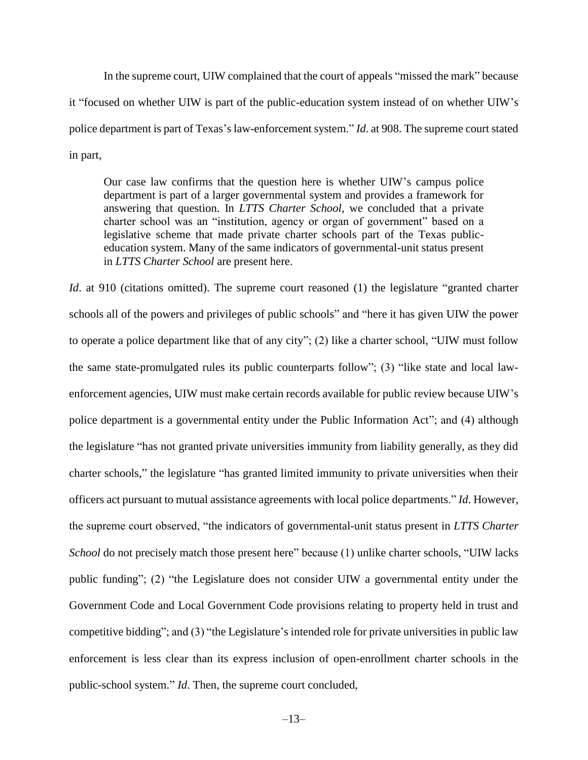In the supreme court, UIW complained that the court of appeals "missed the mark" because it "focused on whether UIW is part of the public-education system instead of on whether UIW's police department is part of Texas's law-enforcement system." *Id*. at 908. The supreme court stated in part,

> Our case law confirms that the question here is whether UIW's campus police department is part of a larger governmental system and provides a framework for answering that question. In *LTTS Charter School*, we concluded that a private charter school was an "institution, agency or organ of government" based on a legislative scheme that made private charter schools part of the Texas public-education system. Many of the same indicators of governmental-unit status present in *LTTS Charter School* are present here.

*Id*. at 910 (citations omitted). The supreme court reasoned (1) the legislature "granted charter schools all of the powers and privileges of public schools" and "here it has given UIW the power to operate a police department like that of any city"; (2) like a charter school, "UIW must follow the same state-promulgated rules its public counterparts follow"; (3) "like state and local law-enforcement agencies, UIW must make certain records available for public review because UIW's police department is a governmental entity under the Public Information Act"; and (4) although the legislature "has not granted private universities immunity from liability generally, as they did charter schools," the legislature "has granted limited immunity to private universities when their officers act pursuant to mutual assistance agreements with local police departments." *Id*. However, the supreme court observed, "the indicators of governmental-unit status present in *LTTS Charter School* do not precisely match those present here" because (1) unlike charter schools, "UIW lacks public funding"; (2) "the Legislature does not consider UIW a governmental entity under the Government Code and Local Government Code provisions relating to property held in trust and competitive bidding"; and (3) "the Legislature's intended role for private universities in public law enforcement is less clear than its express inclusion of open-enrollment charter schools in the public-school system." *Id*. Then, the supreme court concluded,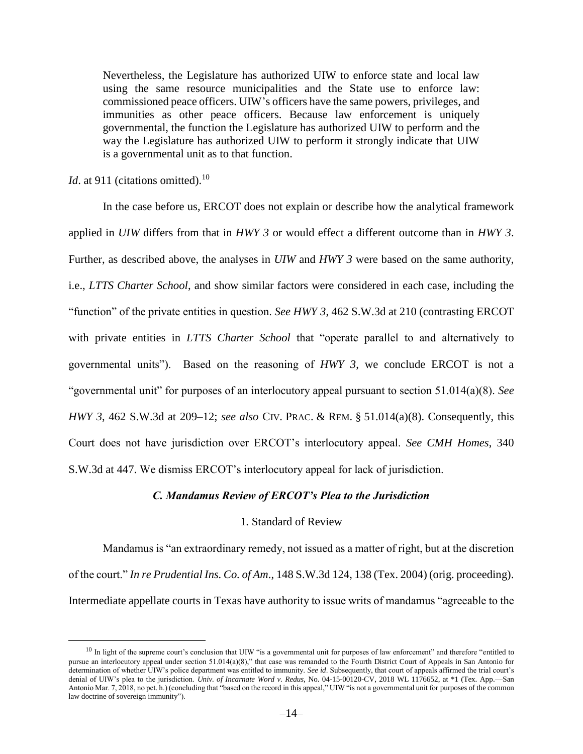> Nevertheless, the Legislature has authorized UIW to enforce state and local law using the same resource municipalities and the State use to enforce law: commissioned peace officers. UIW's officers have the same powers, privileges, and immunities as other peace officers. Because law enforcement is uniquely governmental, the function the Legislature has authorized UIW to perform and the way the Legislature has authorized UIW to perform it strongly indicate that UIW is a governmental unit as to that function.

*Id*. at 911 (citations omitted).[10]

In the case before us, ERCOT does not explain or describe how the analytical framework applied in *UIW* differs from that in *HWY 3* or would effect a different outcome than in *HWY 3*. Further, as described above, the analyses in *UIW* and *HWY 3* were based on the same authority, i.e., *LTTS Charter School*, and show similar factors were considered in each case, including the "function" of the private entities in question. *See HWY 3*, 462 S.W.3d at 210 (contrasting ERCOT with private entities in *LTTS Charter School* that "operate parallel to and alternatively to governmental units"). Based on the reasoning of *HWY 3*, we conclude ERCOT is not a "governmental unit" for purposes of an interlocutory appeal pursuant to section 51.014(a)(8). *See HWY 3*, 462 S.W.3d at 209–12; *see also* CIV. PRAC. & REM. § 51.014(a)(8). Consequently, this Court does not have jurisdiction over ERCOT's interlocutory appeal. *See CMH Homes*, 340 S.W.3d at 447. We dismiss ERCOT's interlocutory appeal for lack of jurisdiction.

### *C. Mandamus Review of ERCOT's Plea to the Jurisdiction*

#### 1. Standard of Review

Mandamus is "an extraordinary remedy, not issued as a matter of right, but at the discretion of the court." *In re Prudential Ins. Co. of Am*., 148 S.W.3d 124, 138 (Tex. 2004) (orig. proceeding). Intermediate appellate courts in Texas have authority to issue writs of mandamus "agreeable to the

---

[10] In light of the supreme court's conclusion that UIW "is a governmental unit for purposes of law enforcement" and therefore "entitled to pursue an interlocutory appeal under section 51.014(a)(8)," that case was remanded to the Fourth District Court of Appeals in San Antonio for determination of whether UIW's police department was entitled to immunity. *See id*. Subsequently, that court of appeals affirmed the trial court's denial of UIW's plea to the jurisdiction. *Univ. of Incarnate Word v. Redus*, No. 04-15-00120-CV, 2018 WL 1176652, at \*1 (Tex. App.—San Antonio Mar. 7, 2018, no pet. h.) (concluding that "based on the record in this appeal," UIW "is not a governmental unit for purposes of the common law doctrine of sovereign immunity").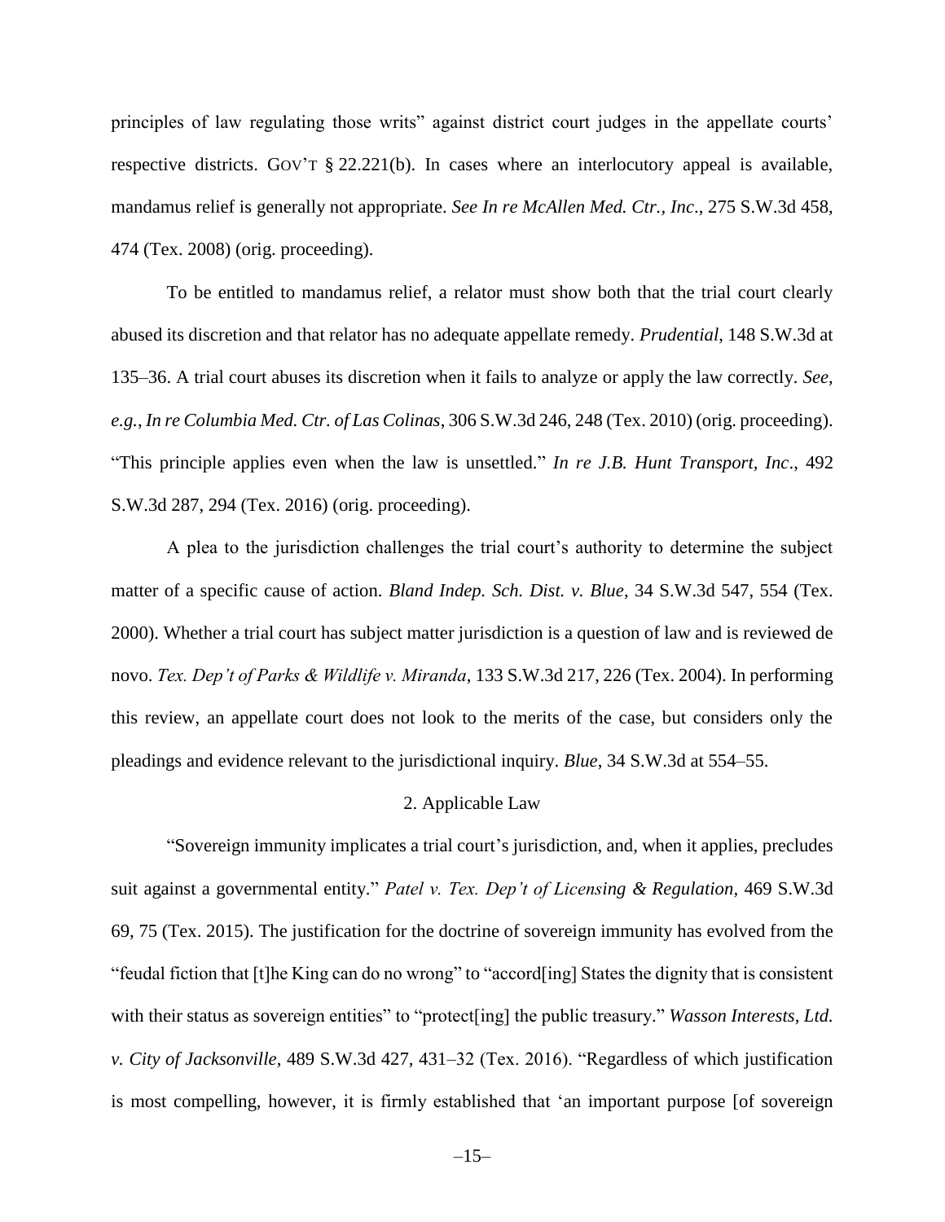principles of law regulating those writs" against district court judges in the appellate courts' respective districts. GOV'T § 22.221(b). In cases where an interlocutory appeal is available, mandamus relief is generally not appropriate. *See In re McAllen Med. Ctr., Inc*., 275 S.W.3d 458, 474 (Tex. 2008) (orig. proceeding).

To be entitled to mandamus relief, a relator must show both that the trial court clearly abused its discretion and that relator has no adequate appellate remedy. *Prudential*, 148 S.W.3d at 135–36. A trial court abuses its discretion when it fails to analyze or apply the law correctly. *See, e.g.*, *In re Columbia Med. Ctr. of Las Colinas*, 306 S.W.3d 246, 248 (Tex. 2010) (orig. proceeding). "This principle applies even when the law is unsettled." *In re J.B. Hunt Transport, Inc*., 492 S.W.3d 287, 294 (Tex. 2016) (orig. proceeding).

A plea to the jurisdiction challenges the trial court's authority to determine the subject matter of a specific cause of action. *Bland Indep. Sch. Dist. v. Blue*, 34 S.W.3d 547, 554 (Tex. 2000). Whether a trial court has subject matter jurisdiction is a question of law and is reviewed de novo. *Tex. Dep't of Parks & Wildlife v. Miranda*, 133 S.W.3d 217, 226 (Tex. 2004). In performing this review, an appellate court does not look to the merits of the case, but considers only the pleadings and evidence relevant to the jurisdictional inquiry. *Blue*, 34 S.W.3d at 554–55.

2. Applicable Law

"Sovereign immunity implicates a trial court's jurisdiction, and, when it applies, precludes suit against a governmental entity." *Patel v. Tex. Dep't of Licensing & Regulation*, 469 S.W.3d 69, 75 (Tex. 2015). The justification for the doctrine of sovereign immunity has evolved from the "feudal fiction that [t]he King can do no wrong" to "accord[ing] States the dignity that is consistent with their status as sovereign entities" to "protect[ing] the public treasury." *Wasson Interests, Ltd. v. City of Jacksonville*, 489 S.W.3d 427, 431–32 (Tex. 2016). "Regardless of which justification is most compelling, however, it is firmly established that 'an important purpose [of sovereign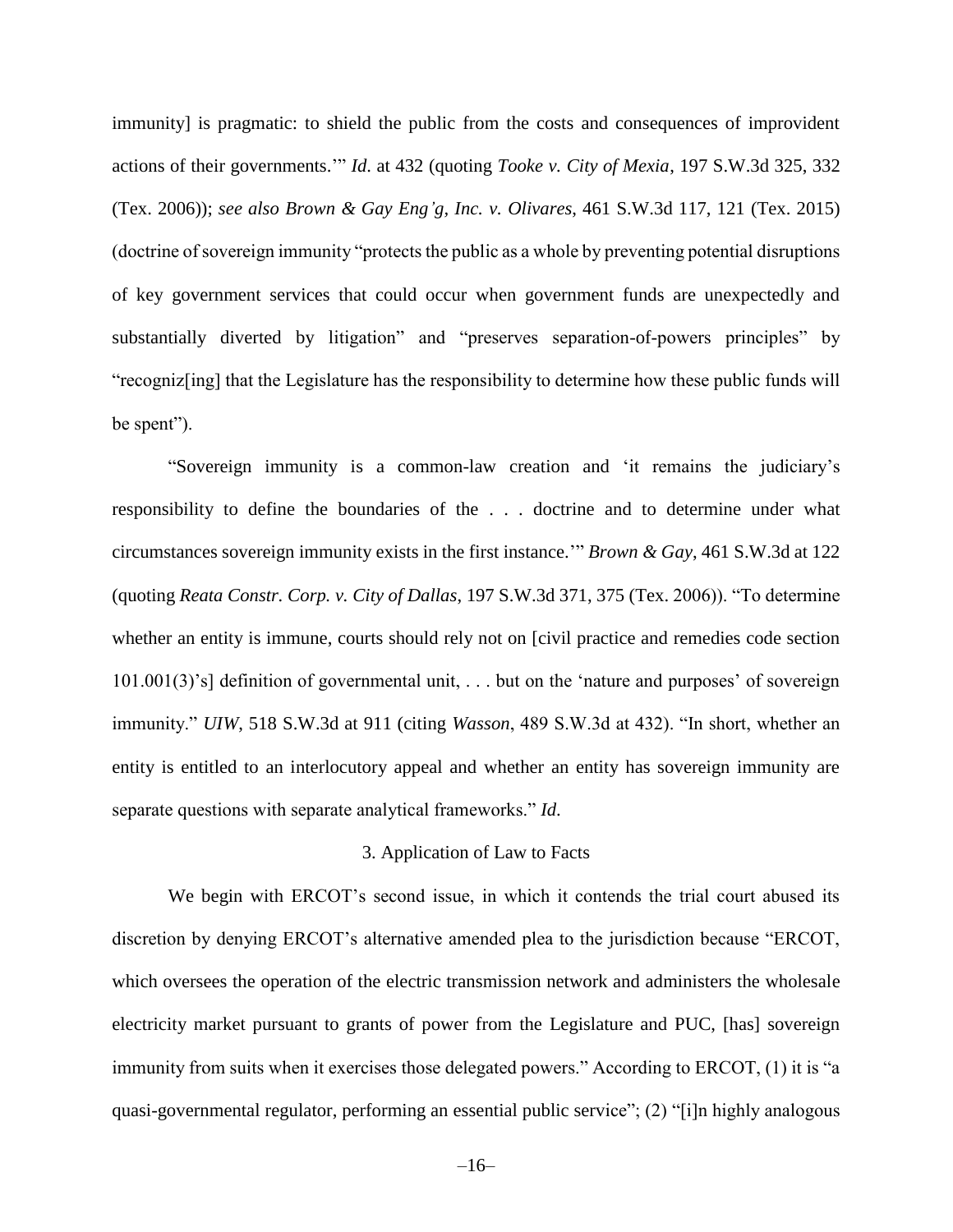immunity] is pragmatic: to shield the public from the costs and consequences of improvident actions of their governments.'" *Id.* at 432 (quoting *Tooke v. City of Mexia*, 197 S.W.3d 325, 332 (Tex. 2006)); *see also Brown & Gay Eng'g, Inc. v. Olivares*, 461 S.W.3d 117, 121 (Tex. 2015) (doctrine of sovereign immunity "protects the public as a whole by preventing potential disruptions of key government services that could occur when government funds are unexpectedly and substantially diverted by litigation" and "preserves separation-of-powers principles" by "recogniz[ing] that the Legislature has the responsibility to determine how these public funds will be spent").

"Sovereign immunity is a common-law creation and 'it remains the judiciary's responsibility to define the boundaries of the . . . doctrine and to determine under what circumstances sovereign immunity exists in the first instance.'" *Brown & Gay*, 461 S.W.3d at 122 (quoting *Reata Constr. Corp. v. City of Dallas*, 197 S.W.3d 371, 375 (Tex. 2006)). "To determine whether an entity is immune, courts should rely not on [civil practice and remedies code section 101.001(3)'s] definition of governmental unit, . . . but on the 'nature and purposes' of sovereign immunity." *UIW*, 518 S.W.3d at 911 (citing *Wasson*, 489 S.W.3d at 432). "In short, whether an entity is entitled to an interlocutory appeal and whether an entity has sovereign immunity are separate questions with separate analytical frameworks." *Id.*

### 3. Application of Law to Facts

We begin with ERCOT's second issue, in which it contends the trial court abused its discretion by denying ERCOT's alternative amended plea to the jurisdiction because "ERCOT, which oversees the operation of the electric transmission network and administers the wholesale electricity market pursuant to grants of power from the Legislature and PUC, [has] sovereign immunity from suits when it exercises those delegated powers." According to ERCOT, (1) it is "a quasi-governmental regulator, performing an essential public service"; (2) "[i]n highly analogous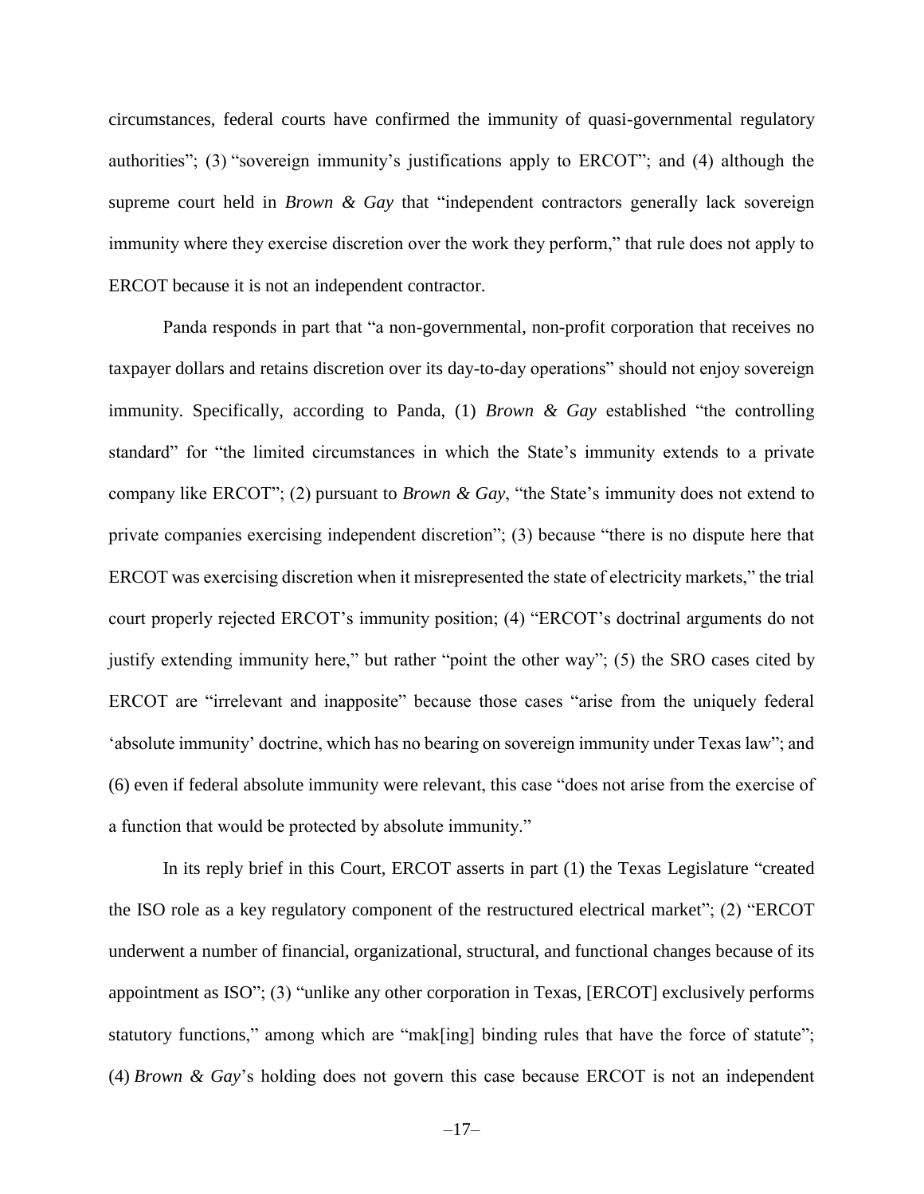circumstances, federal courts have confirmed the immunity of quasi-governmental regulatory authorities"; (3) "sovereign immunity's justifications apply to ERCOT"; and (4) although the supreme court held in *Brown & Gay* that "independent contractors generally lack sovereign immunity where they exercise discretion over the work they perform," that rule does not apply to ERCOT because it is not an independent contractor.

Panda responds in part that "a non-governmental, non-profit corporation that receives no taxpayer dollars and retains discretion over its day-to-day operations" should not enjoy sovereign immunity. Specifically, according to Panda, (1) *Brown & Gay* established "the controlling standard" for "the limited circumstances in which the State's immunity extends to a private company like ERCOT"; (2) pursuant to *Brown & Gay*, "the State's immunity does not extend to private companies exercising independent discretion"; (3) because "there is no dispute here that ERCOT was exercising discretion when it misrepresented the state of electricity markets," the trial court properly rejected ERCOT's immunity position; (4) "ERCOT's doctrinal arguments do not justify extending immunity here," but rather "point the other way"; (5) the SRO cases cited by ERCOT are "irrelevant and inapposite" because those cases "arise from the uniquely federal 'absolute immunity' doctrine, which has no bearing on sovereign immunity under Texas law"; and (6) even if federal absolute immunity were relevant, this case "does not arise from the exercise of a function that would be protected by absolute immunity."

In its reply brief in this Court, ERCOT asserts in part (1) the Texas Legislature "created the ISO role as a key regulatory component of the restructured electrical market"; (2) "ERCOT underwent a number of financial, organizational, structural, and functional changes because of its appointment as ISO"; (3) "unlike any other corporation in Texas, [ERCOT] exclusively performs statutory functions," among which are "mak[ing] binding rules that have the force of statute"; (4) *Brown & Gay*'s holding does not govern this case because ERCOT is not an independent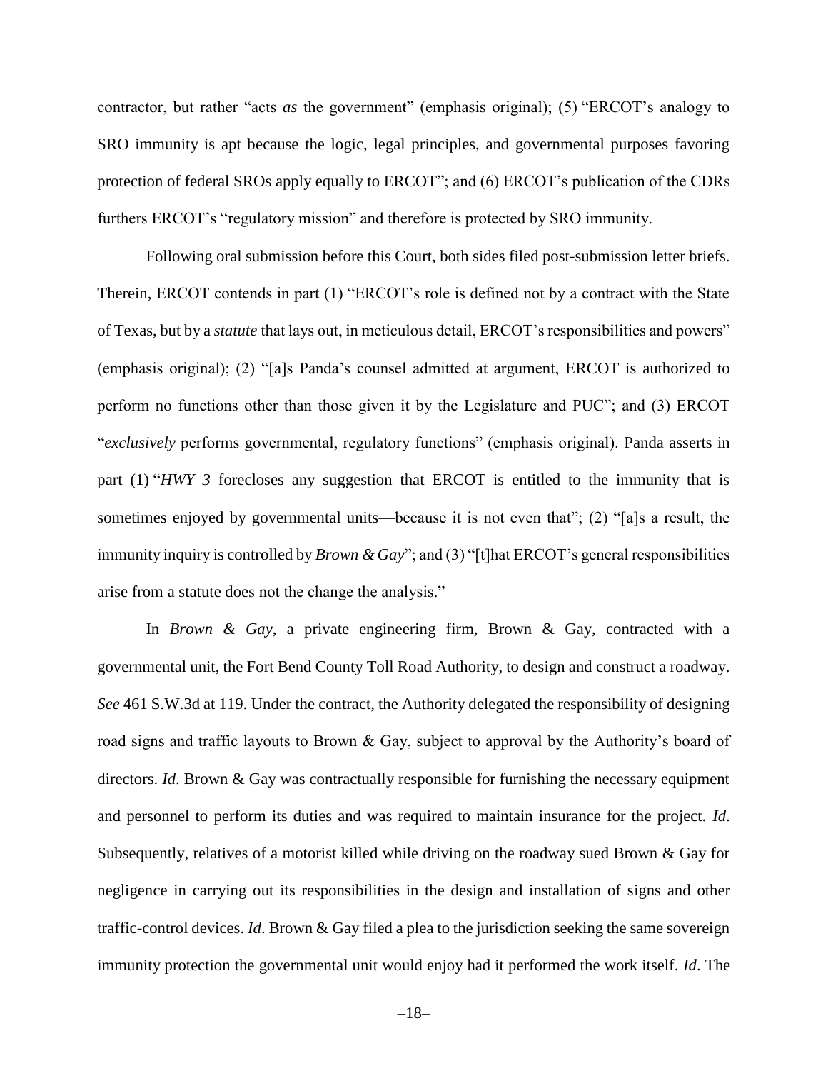contractor, but rather "acts *as* the government" (emphasis original); (5) "ERCOT's analogy to SRO immunity is apt because the logic, legal principles, and governmental purposes favoring protection of federal SROs apply equally to ERCOT"; and (6) ERCOT's publication of the CDRs furthers ERCOT's "regulatory mission" and therefore is protected by SRO immunity.

Following oral submission before this Court, both sides filed post-submission letter briefs. Therein, ERCOT contends in part (1) "ERCOT's role is defined not by a contract with the State of Texas, but by a *statute* that lays out, in meticulous detail, ERCOT's responsibilities and powers" (emphasis original); (2) "[a]s Panda's counsel admitted at argument, ERCOT is authorized to perform no functions other than those given it by the Legislature and PUC"; and (3) ERCOT "*exclusively* performs governmental, regulatory functions" (emphasis original). Panda asserts in part (1) "*HWY 3* forecloses any suggestion that ERCOT is entitled to the immunity that is sometimes enjoyed by governmental units—because it is not even that"; (2) "[a]s a result, the immunity inquiry is controlled by *Brown & Gay*"; and (3) "[t]hat ERCOT's general responsibilities arise from a statute does not the change the analysis."

In *Brown & Gay*, a private engineering firm, Brown & Gay, contracted with a governmental unit, the Fort Bend County Toll Road Authority, to design and construct a roadway. *See* 461 S.W.3d at 119. Under the contract, the Authority delegated the responsibility of designing road signs and traffic layouts to Brown & Gay, subject to approval by the Authority's board of directors. *Id*. Brown & Gay was contractually responsible for furnishing the necessary equipment and personnel to perform its duties and was required to maintain insurance for the project. *Id*. Subsequently, relatives of a motorist killed while driving on the roadway sued Brown & Gay for negligence in carrying out its responsibilities in the design and installation of signs and other traffic-control devices. *Id*. Brown & Gay filed a plea to the jurisdiction seeking the same sovereign immunity protection the governmental unit would enjoy had it performed the work itself. *Id*. The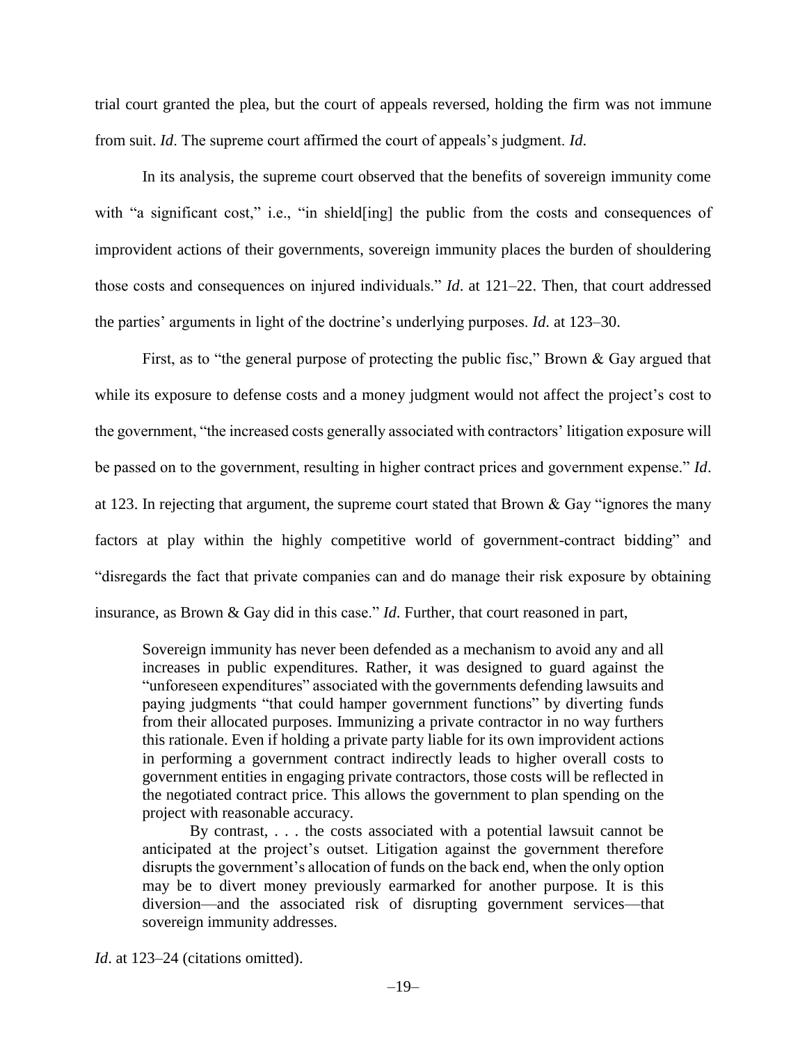trial court granted the plea, but the court of appeals reversed, holding the firm was not immune from suit. *Id*. The supreme court affirmed the court of appeals's judgment. *Id*.

In its analysis, the supreme court observed that the benefits of sovereign immunity come with "a significant cost," i.e., "in shield[ing] the public from the costs and consequences of improvident actions of their governments, sovereign immunity places the burden of shouldering those costs and consequences on injured individuals." *Id*. at 121–22. Then, that court addressed the parties' arguments in light of the doctrine's underlying purposes. *Id*. at 123–30.

First, as to "the general purpose of protecting the public fisc," Brown & Gay argued that while its exposure to defense costs and a money judgment would not affect the project's cost to the government, "the increased costs generally associated with contractors' litigation exposure will be passed on to the government, resulting in higher contract prices and government expense." *Id*. at 123. In rejecting that argument, the supreme court stated that Brown & Gay "ignores the many factors at play within the highly competitive world of government-contract bidding" and "disregards the fact that private companies can and do manage their risk exposure by obtaining insurance, as Brown & Gay did in this case." *Id*. Further, that court reasoned in part,

> Sovereign immunity has never been defended as a mechanism to avoid any and all increases in public expenditures. Rather, it was designed to guard against the "unforeseen expenditures" associated with the governments defending lawsuits and paying judgments "that could hamper government functions" by diverting funds from their allocated purposes. Immunizing a private contractor in no way furthers this rationale. Even if holding a private party liable for its own improvident actions in performing a government contract indirectly leads to higher overall costs to government entities in engaging private contractors, those costs will be reflected in the negotiated contract price. This allows the government to plan spending on the project with reasonable accuracy.
>
> By contrast, . . . the costs associated with a potential lawsuit cannot be anticipated at the project's outset. Litigation against the government therefore disrupts the government's allocation of funds on the back end, when the only option may be to divert money previously earmarked for another purpose. It is this diversion—and the associated risk of disrupting government services—that sovereign immunity addresses.

*Id*. at 123–24 (citations omitted).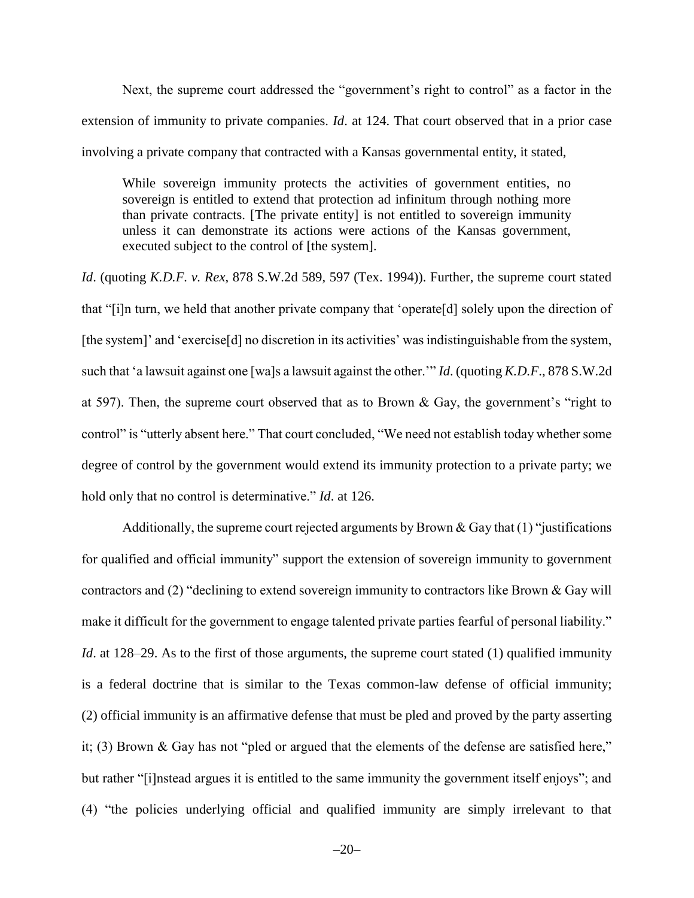Next, the supreme court addressed the "government's right to control" as a factor in the extension of immunity to private companies. *Id*. at 124. That court observed that in a prior case involving a private company that contracted with a Kansas governmental entity, it stated,

> While sovereign immunity protects the activities of government entities, no sovereign is entitled to extend that protection ad infinitum through nothing more than private contracts. [The private entity] is not entitled to sovereign immunity unless it can demonstrate its actions were actions of the Kansas government, executed subject to the control of [the system].

*Id*. (quoting *K.D.F. v. Rex*, 878 S.W.2d 589, 597 (Tex. 1994)). Further, the supreme court stated that "[i]n turn, we held that another private company that 'operate[d] solely upon the direction of [the system]' and 'exercise[d] no discretion in its activities' was indistinguishable from the system, such that 'a lawsuit against one [wa]s a lawsuit against the other.'" *Id*. (quoting *K.D.F.*, 878 S.W.2d at 597). Then, the supreme court observed that as to Brown & Gay, the government's "right to control" is "utterly absent here." That court concluded, "We need not establish today whether some degree of control by the government would extend its immunity protection to a private party; we hold only that no control is determinative." *Id*. at 126.

Additionally, the supreme court rejected arguments by Brown & Gay that (1) "justifications for qualified and official immunity" support the extension of sovereign immunity to government contractors and (2) "declining to extend sovereign immunity to contractors like Brown & Gay will make it difficult for the government to engage talented private parties fearful of personal liability." *Id*. at 128–29. As to the first of those arguments, the supreme court stated (1) qualified immunity is a federal doctrine that is similar to the Texas common-law defense of official immunity; (2) official immunity is an affirmative defense that must be pled and proved by the party asserting it; (3) Brown & Gay has not "pled or argued that the elements of the defense are satisfied here," but rather "[i]nstead argues it is entitled to the same immunity the government itself enjoys"; and (4) "the policies underlying official and qualified immunity are simply irrelevant to that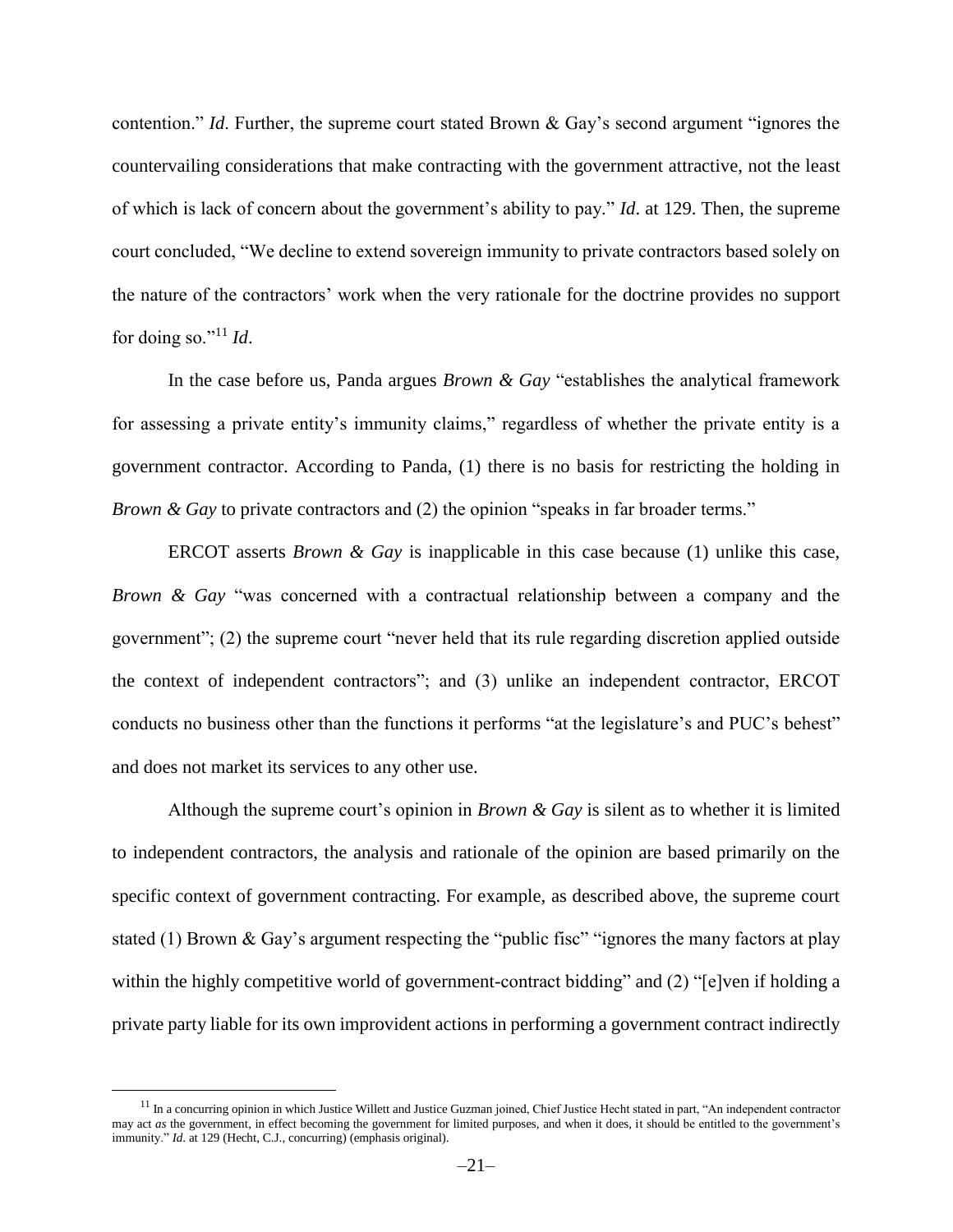contention." *Id*. Further, the supreme court stated Brown & Gay's second argument "ignores the countervailing considerations that make contracting with the government attractive, not the least of which is lack of concern about the government's ability to pay." *Id*. at 129. Then, the supreme court concluded, "We decline to extend sovereign immunity to private contractors based solely on the nature of the contractors' work when the very rationale for the doctrine provides no support for doing so."[11] *Id*.

In the case before us, Panda argues *Brown & Gay* "establishes the analytical framework for assessing a private entity's immunity claims," regardless of whether the private entity is a government contractor. According to Panda, (1) there is no basis for restricting the holding in *Brown & Gay* to private contractors and (2) the opinion "speaks in far broader terms."

ERCOT asserts *Brown & Gay* is inapplicable in this case because (1) unlike this case, *Brown & Gay* "was concerned with a contractual relationship between a company and the government"; (2) the supreme court "never held that its rule regarding discretion applied outside the context of independent contractors"; and (3) unlike an independent contractor, ERCOT conducts no business other than the functions it performs "at the legislature's and PUC's behest" and does not market its services to any other use.

Although the supreme court's opinion in *Brown & Gay* is silent as to whether it is limited to independent contractors, the analysis and rationale of the opinion are based primarily on the specific context of government contracting. For example, as described above, the supreme court stated (1) Brown & Gay's argument respecting the "public fisc" "ignores the many factors at play within the highly competitive world of government-contract bidding" and (2) "[e]ven if holding a private party liable for its own improvident actions in performing a government contract indirectly

---

[11] In a concurring opinion in which Justice Willett and Justice Guzman joined, Chief Justice Hecht stated in part, "An independent contractor may act *as* the government, in effect becoming the government for limited purposes, and when it does, it should be entitled to the government's immunity." *Id*. at 129 (Hecht, C.J., concurring) (emphasis original).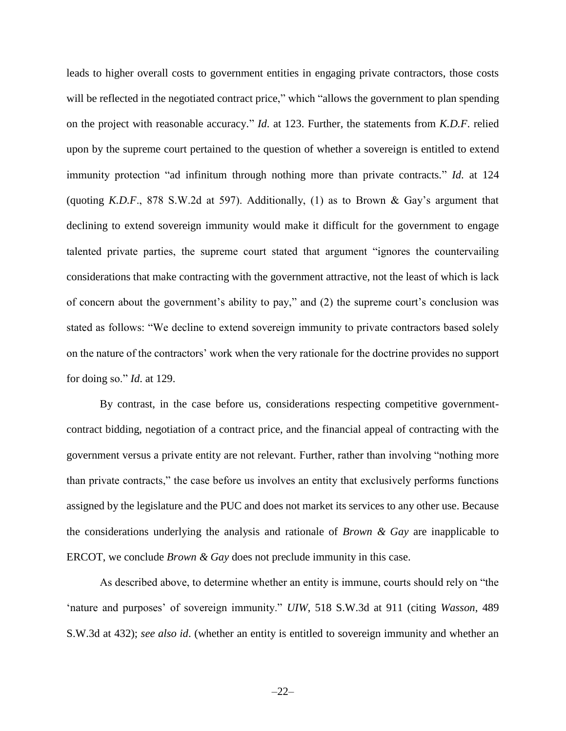leads to higher overall costs to government entities in engaging private contractors, those costs will be reflected in the negotiated contract price," which "allows the government to plan spending on the project with reasonable accuracy." *Id.* at 123. Further, the statements from *K.D.F.* relied upon by the supreme court pertained to the question of whether a sovereign is entitled to extend immunity protection "ad infinitum through nothing more than private contracts." *Id.* at 124 (quoting *K.D.F.*, 878 S.W.2d at 597). Additionally, (1) as to Brown & Gay's argument that declining to extend sovereign immunity would make it difficult for the government to engage talented private parties, the supreme court stated that argument "ignores the countervailing considerations that make contracting with the government attractive, not the least of which is lack of concern about the government's ability to pay," and (2) the supreme court's conclusion was stated as follows: "We decline to extend sovereign immunity to private contractors based solely on the nature of the contractors' work when the very rationale for the doctrine provides no support for doing so." *Id.* at 129.

By contrast, in the case before us, considerations respecting competitive government-contract bidding, negotiation of a contract price, and the financial appeal of contracting with the government versus a private entity are not relevant. Further, rather than involving "nothing more than private contracts," the case before us involves an entity that exclusively performs functions assigned by the legislature and the PUC and does not market its services to any other use. Because the considerations underlying the analysis and rationale of *Brown & Gay* are inapplicable to ERCOT, we conclude *Brown & Gay* does not preclude immunity in this case.

As described above, to determine whether an entity is immune, courts should rely on "the 'nature and purposes' of sovereign immunity." *UIW*, 518 S.W.3d at 911 (citing *Wasson*, 489 S.W.3d at 432); *see also id*. (whether an entity is entitled to sovereign immunity and whether an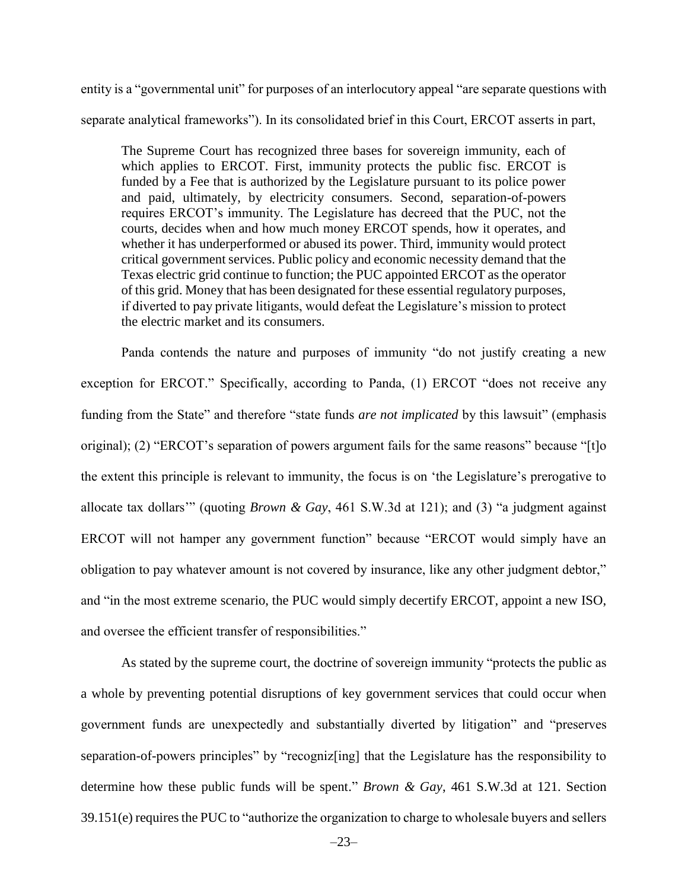entity is a "governmental unit" for purposes of an interlocutory appeal "are separate questions with separate analytical frameworks"). In its consolidated brief in this Court, ERCOT asserts in part,

> The Supreme Court has recognized three bases for sovereign immunity, each of which applies to ERCOT. First, immunity protects the public fisc. ERCOT is funded by a Fee that is authorized by the Legislature pursuant to its police power and paid, ultimately, by electricity consumers. Second, separation-of-powers requires ERCOT's immunity. The Legislature has decreed that the PUC, not the courts, decides when and how much money ERCOT spends, how it operates, and whether it has underperformed or abused its power. Third, immunity would protect critical government services. Public policy and economic necessity demand that the Texas electric grid continue to function; the PUC appointed ERCOT as the operator of this grid. Money that has been designated for these essential regulatory purposes, if diverted to pay private litigants, would defeat the Legislature's mission to protect the electric market and its consumers.

Panda contends the nature and purposes of immunity "do not justify creating a new exception for ERCOT." Specifically, according to Panda, (1) ERCOT "does not receive any funding from the State" and therefore "state funds *are not implicated* by this lawsuit" (emphasis original); (2) "ERCOT's separation of powers argument fails for the same reasons" because "[t]o the extent this principle is relevant to immunity, the focus is on 'the Legislature's prerogative to allocate tax dollars'" (quoting *Brown & Gay*, 461 S.W.3d at 121); and (3) "a judgment against ERCOT will not hamper any government function" because "ERCOT would simply have an obligation to pay whatever amount is not covered by insurance, like any other judgment debtor," and "in the most extreme scenario, the PUC would simply decertify ERCOT, appoint a new ISO, and oversee the efficient transfer of responsibilities."

As stated by the supreme court, the doctrine of sovereign immunity "protects the public as a whole by preventing potential disruptions of key government services that could occur when government funds are unexpectedly and substantially diverted by litigation" and "preserves separation-of-powers principles" by "recogniz[ing] that the Legislature has the responsibility to determine how these public funds will be spent." *Brown & Gay*, 461 S.W.3d at 121. Section 39.151(e) requires the PUC to "authorize the organization to charge to wholesale buyers and sellers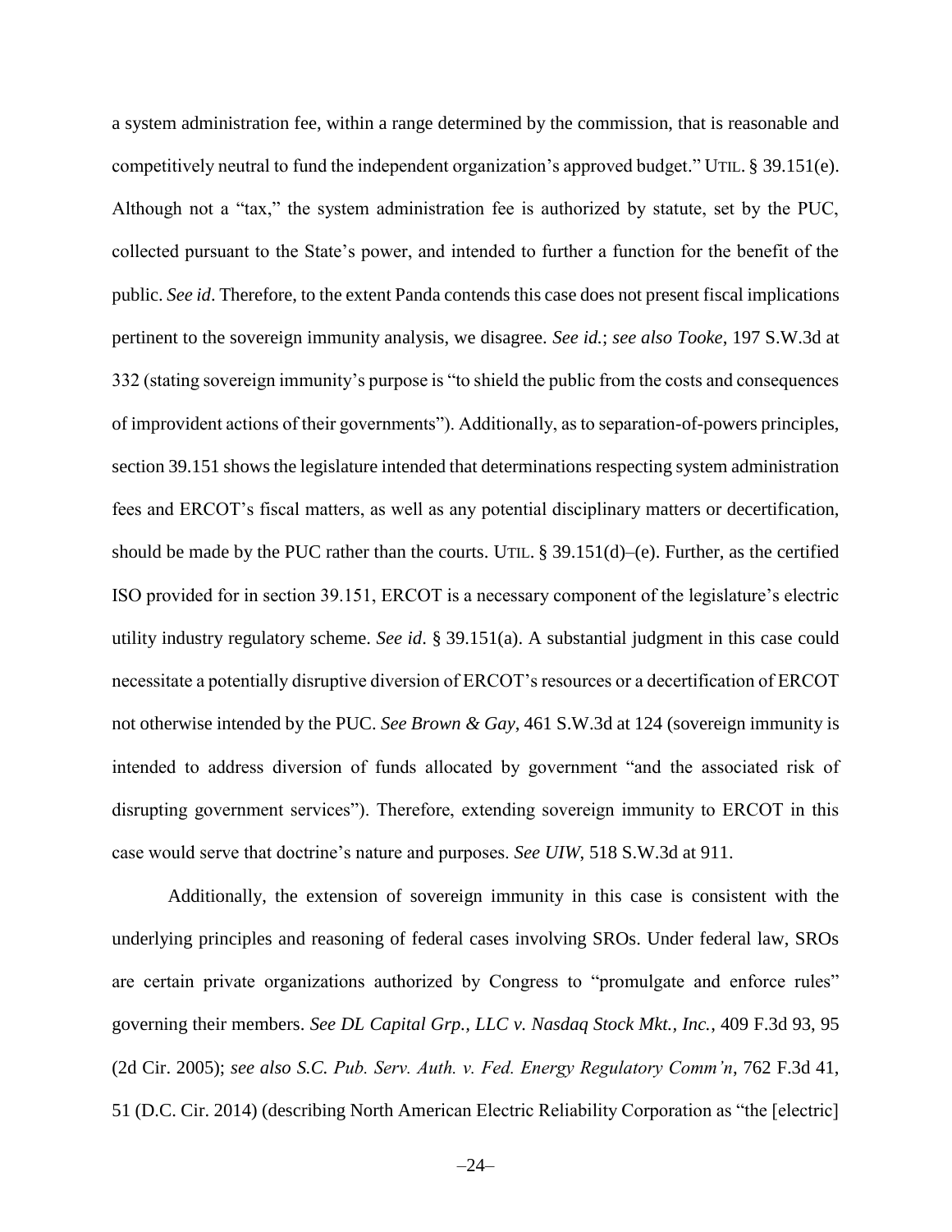a system administration fee, within a range determined by the commission, that is reasonable and competitively neutral to fund the independent organization's approved budget." UTIL. § 39.151(e). Although not a "tax," the system administration fee is authorized by statute, set by the PUC, collected pursuant to the State's power, and intended to further a function for the benefit of the public. *See id*. Therefore, to the extent Panda contends this case does not present fiscal implications pertinent to the sovereign immunity analysis, we disagree. *See id.*; *see also Tooke*, 197 S.W.3d at 332 (stating sovereign immunity's purpose is "to shield the public from the costs and consequences of improvident actions of their governments"). Additionally, as to separation-of-powers principles, section 39.151 shows the legislature intended that determinations respecting system administration fees and ERCOT's fiscal matters, as well as any potential disciplinary matters or decertification, should be made by the PUC rather than the courts. UTIL. § 39.151(d)–(e). Further, as the certified ISO provided for in section 39.151, ERCOT is a necessary component of the legislature's electric utility industry regulatory scheme. *See id*. § 39.151(a). A substantial judgment in this case could necessitate a potentially disruptive diversion of ERCOT's resources or a decertification of ERCOT not otherwise intended by the PUC. *See Brown & Gay*, 461 S.W.3d at 124 (sovereign immunity is intended to address diversion of funds allocated by government "and the associated risk of disrupting government services"). Therefore, extending sovereign immunity to ERCOT in this case would serve that doctrine's nature and purposes. *See UIW*, 518 S.W.3d at 911.

Additionally, the extension of sovereign immunity in this case is consistent with the underlying principles and reasoning of federal cases involving SROs. Under federal law, SROs are certain private organizations authorized by Congress to "promulgate and enforce rules" governing their members. *See DL Capital Grp., LLC v. Nasdaq Stock Mkt., Inc.*, 409 F.3d 93, 95 (2d Cir. 2005); *see also S.C. Pub. Serv. Auth. v. Fed. Energy Regulatory Comm'n*, 762 F.3d 41, 51 (D.C. Cir. 2014) (describing North American Electric Reliability Corporation as "the [electric]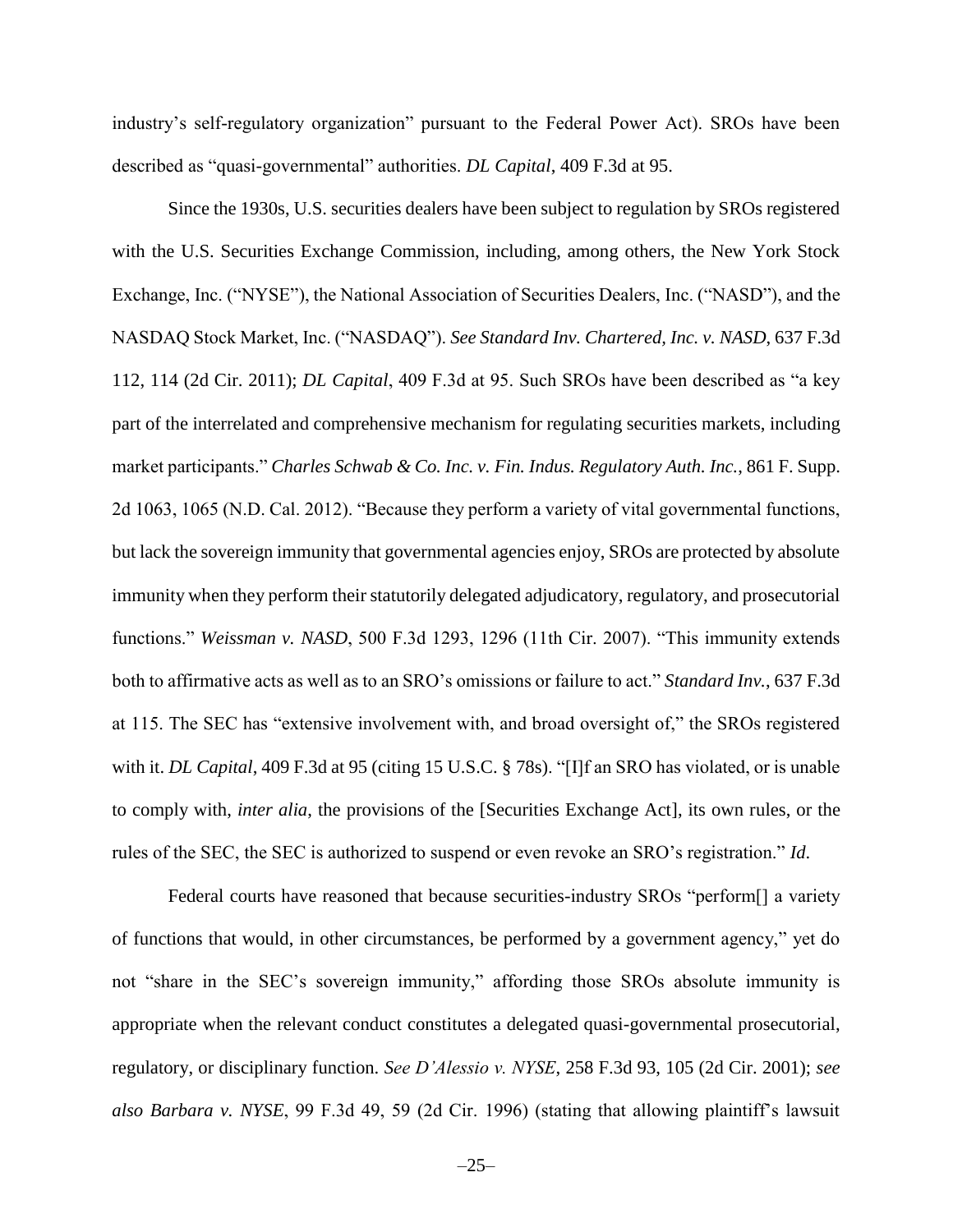industry's self-regulatory organization" pursuant to the Federal Power Act). SROs have been described as "quasi-governmental" authorities. *DL Capital*, 409 F.3d at 95.

Since the 1930s, U.S. securities dealers have been subject to regulation by SROs registered with the U.S. Securities Exchange Commission, including, among others, the New York Stock Exchange, Inc. ("NYSE"), the National Association of Securities Dealers, Inc. ("NASD"), and the NASDAQ Stock Market, Inc. ("NASDAQ"). *See Standard Inv. Chartered, Inc. v. NASD*, 637 F.3d 112, 114 (2d Cir. 2011); *DL Capital*, 409 F.3d at 95. Such SROs have been described as "a key part of the interrelated and comprehensive mechanism for regulating securities markets, including market participants." *Charles Schwab & Co. Inc. v. Fin. Indus. Regulatory Auth. Inc.*, 861 F. Supp. 2d 1063, 1065 (N.D. Cal. 2012). "Because they perform a variety of vital governmental functions, but lack the sovereign immunity that governmental agencies enjoy, SROs are protected by absolute immunity when they perform their statutorily delegated adjudicatory, regulatory, and prosecutorial functions." *Weissman v. NASD*, 500 F.3d 1293, 1296 (11th Cir. 2007). "This immunity extends both to affirmative acts as well as to an SRO's omissions or failure to act." *Standard Inv.*, 637 F.3d at 115. The SEC has "extensive involvement with, and broad oversight of," the SROs registered with it. *DL Capital*, 409 F.3d at 95 (citing 15 U.S.C. § 78s). "[I]f an SRO has violated, or is unable to comply with, *inter alia*, the provisions of the [Securities Exchange Act], its own rules, or the rules of the SEC, the SEC is authorized to suspend or even revoke an SRO's registration." *Id.*

Federal courts have reasoned that because securities-industry SROs "perform[] a variety of functions that would, in other circumstances, be performed by a government agency," yet do not "share in the SEC's sovereign immunity," affording those SROs absolute immunity is appropriate when the relevant conduct constitutes a delegated quasi-governmental prosecutorial, regulatory, or disciplinary function. *See D'Alessio v. NYSE*, 258 F.3d 93, 105 (2d Cir. 2001); *see also Barbara v. NYSE*, 99 F.3d 49, 59 (2d Cir. 1996) (stating that allowing plaintiff's lawsuit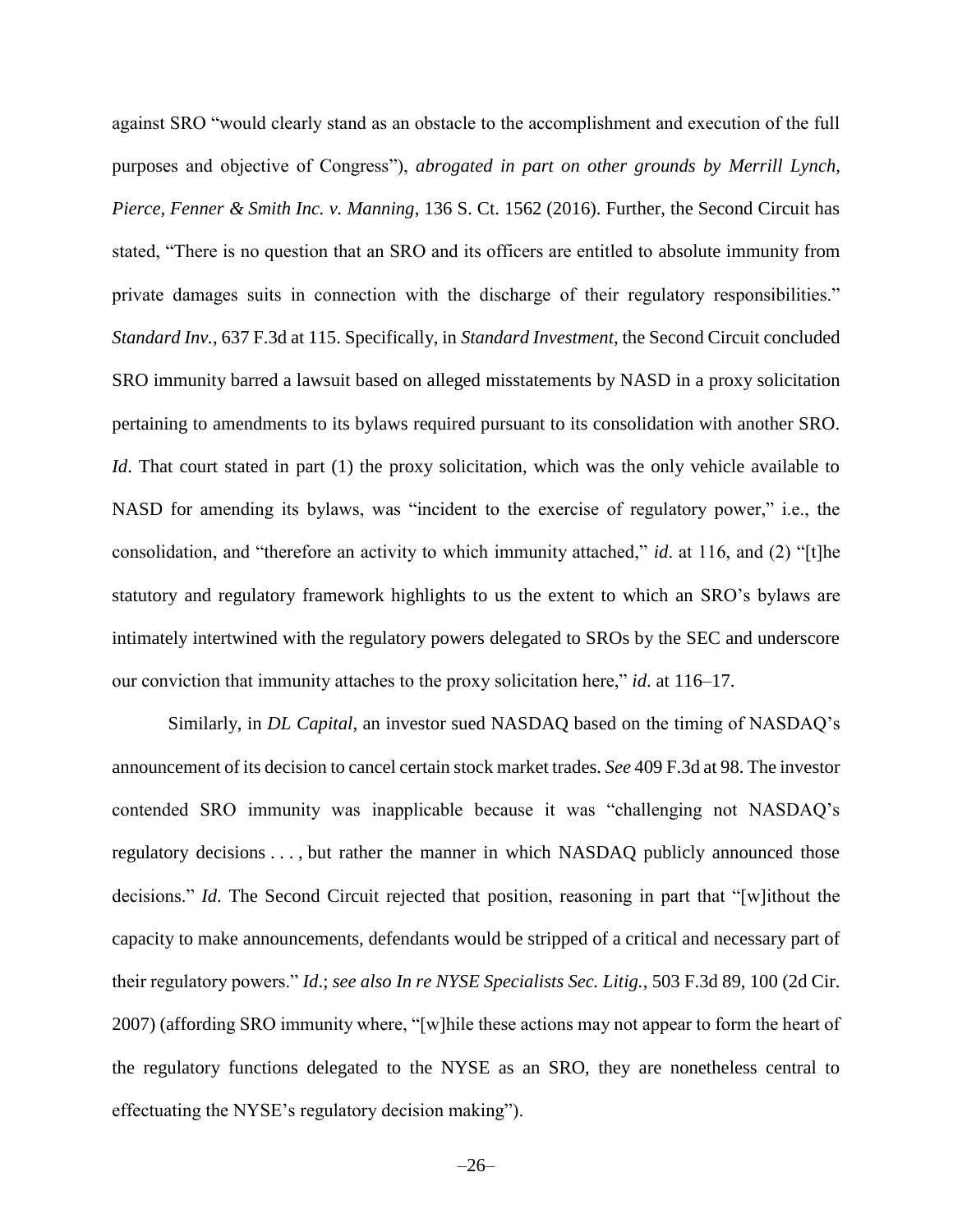against SRO "would clearly stand as an obstacle to the accomplishment and execution of the full purposes and objective of Congress"), *abrogated in part on other grounds by Merrill Lynch, Pierce, Fenner & Smith Inc. v. Manning*, 136 S. Ct. 1562 (2016). Further, the Second Circuit has stated, "There is no question that an SRO and its officers are entitled to absolute immunity from private damages suits in connection with the discharge of their regulatory responsibilities." *Standard Inv.*, 637 F.3d at 115. Specifically, in *Standard Investment*, the Second Circuit concluded SRO immunity barred a lawsuit based on alleged misstatements by NASD in a proxy solicitation pertaining to amendments to its bylaws required pursuant to its consolidation with another SRO. *Id*. That court stated in part (1) the proxy solicitation, which was the only vehicle available to NASD for amending its bylaws, was "incident to the exercise of regulatory power," i.e., the consolidation, and "therefore an activity to which immunity attached," *id*. at 116, and (2) "[t]he statutory and regulatory framework highlights to us the extent to which an SRO's bylaws are intimately intertwined with the regulatory powers delegated to SROs by the SEC and underscore our conviction that immunity attaches to the proxy solicitation here," *id*. at 116–17.

Similarly, in *DL Capital*, an investor sued NASDAQ based on the timing of NASDAQ's announcement of its decision to cancel certain stock market trades. *See* 409 F.3d at 98. The investor contended SRO immunity was inapplicable because it was "challenging not NASDAQ's regulatory decisions . . . , but rather the manner in which NASDAQ publicly announced those decisions." *Id*. The Second Circuit rejected that position, reasoning in part that "[w]ithout the capacity to make announcements, defendants would be stripped of a critical and necessary part of their regulatory powers." *Id*.; *see also In re NYSE Specialists Sec. Litig.*, 503 F.3d 89, 100 (2d Cir. 2007) (affording SRO immunity where, "[w]hile these actions may not appear to form the heart of the regulatory functions delegated to the NYSE as an SRO, they are nonetheless central to effectuating the NYSE's regulatory decision making").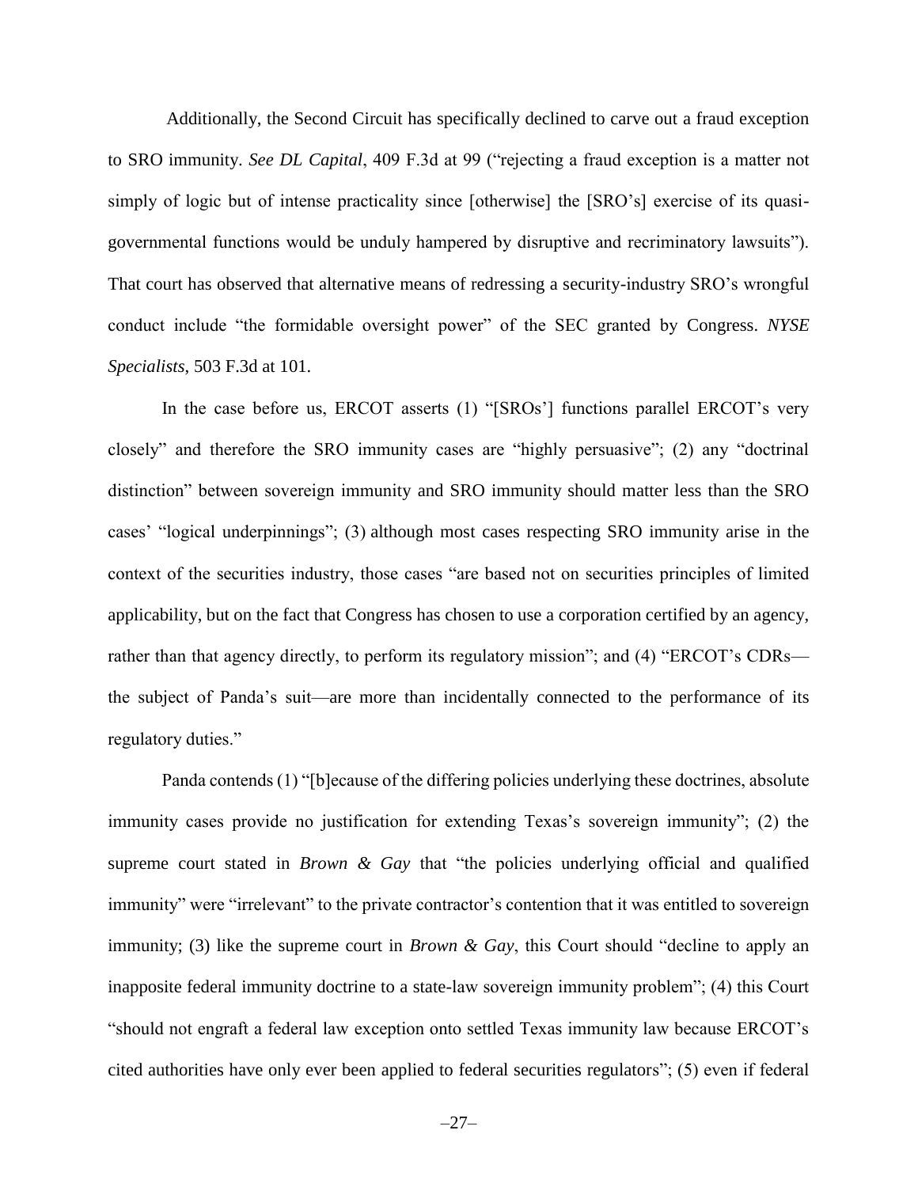Additionally, the Second Circuit has specifically declined to carve out a fraud exception to SRO immunity. *See DL Capital*, 409 F.3d at 99 ("rejecting a fraud exception is a matter not simply of logic but of intense practicality since [otherwise] the [SRO's] exercise of its quasi-governmental functions would be unduly hampered by disruptive and recriminatory lawsuits"). That court has observed that alternative means of redressing a security-industry SRO's wrongful conduct include "the formidable oversight power" of the SEC granted by Congress. *NYSE Specialists*, 503 F.3d at 101.

In the case before us, ERCOT asserts (1) "[SROs'] functions parallel ERCOT's very closely" and therefore the SRO immunity cases are "highly persuasive"; (2) any "doctrinal distinction" between sovereign immunity and SRO immunity should matter less than the SRO cases' "logical underpinnings"; (3) although most cases respecting SRO immunity arise in the context of the securities industry, those cases "are based not on securities principles of limited applicability, but on the fact that Congress has chosen to use a corporation certified by an agency, rather than that agency directly, to perform its regulatory mission"; and (4) "ERCOT's CDRs—the subject of Panda's suit—are more than incidentally connected to the performance of its regulatory duties."

Panda contends (1) "[b]ecause of the differing policies underlying these doctrines, absolute immunity cases provide no justification for extending Texas's sovereign immunity"; (2) the supreme court stated in *Brown & Gay* that "the policies underlying official and qualified immunity" were "irrelevant" to the private contractor's contention that it was entitled to sovereign immunity; (3) like the supreme court in *Brown & Gay*, this Court should "decline to apply an inapposite federal immunity doctrine to a state-law sovereign immunity problem"; (4) this Court "should not engraft a federal law exception onto settled Texas immunity law because ERCOT's cited authorities have only ever been applied to federal securities regulators"; (5) even if federal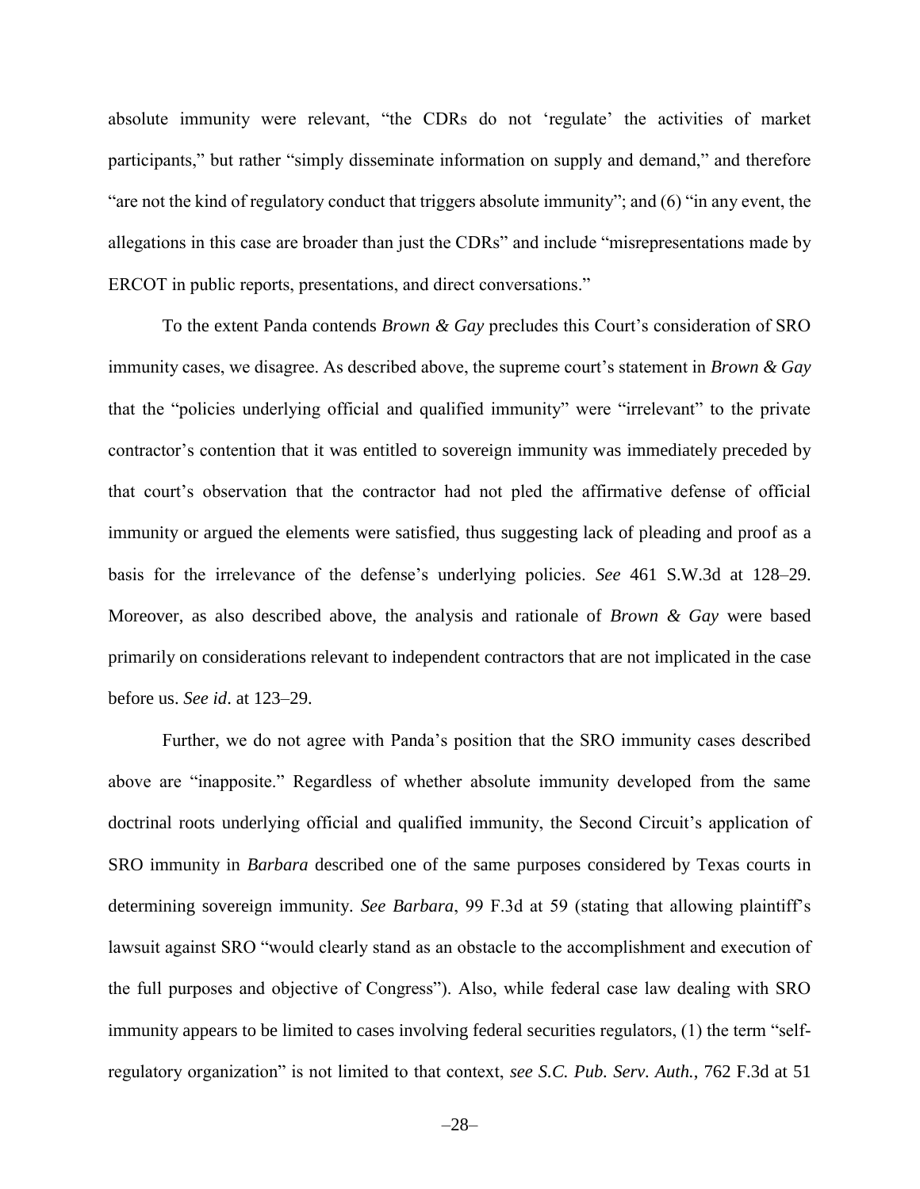absolute immunity were relevant, "the CDRs do not 'regulate' the activities of market participants," but rather "simply disseminate information on supply and demand," and therefore "are not the kind of regulatory conduct that triggers absolute immunity"; and (6) "in any event, the allegations in this case are broader than just the CDRs" and include "misrepresentations made by ERCOT in public reports, presentations, and direct conversations."

To the extent Panda contends *Brown & Gay* precludes this Court's consideration of SRO immunity cases, we disagree. As described above, the supreme court's statement in *Brown & Gay* that the "policies underlying official and qualified immunity" were "irrelevant" to the private contractor's contention that it was entitled to sovereign immunity was immediately preceded by that court's observation that the contractor had not pled the affirmative defense of official immunity or argued the elements were satisfied, thus suggesting lack of pleading and proof as a basis for the irrelevance of the defense's underlying policies. *See* 461 S.W.3d at 128–29. Moreover, as also described above, the analysis and rationale of *Brown & Gay* were based primarily on considerations relevant to independent contractors that are not implicated in the case before us. *See id*. at 123–29.

Further, we do not agree with Panda's position that the SRO immunity cases described above are "inapposite." Regardless of whether absolute immunity developed from the same doctrinal roots underlying official and qualified immunity, the Second Circuit's application of SRO immunity in *Barbara* described one of the same purposes considered by Texas courts in determining sovereign immunity. *See Barbara*, 99 F.3d at 59 (stating that allowing plaintiff's lawsuit against SRO "would clearly stand as an obstacle to the accomplishment and execution of the full purposes and objective of Congress"). Also, while federal case law dealing with SRO immunity appears to be limited to cases involving federal securities regulators, (1) the term "self-regulatory organization" is not limited to that context, *see S.C. Pub. Serv. Auth.*, 762 F.3d at 51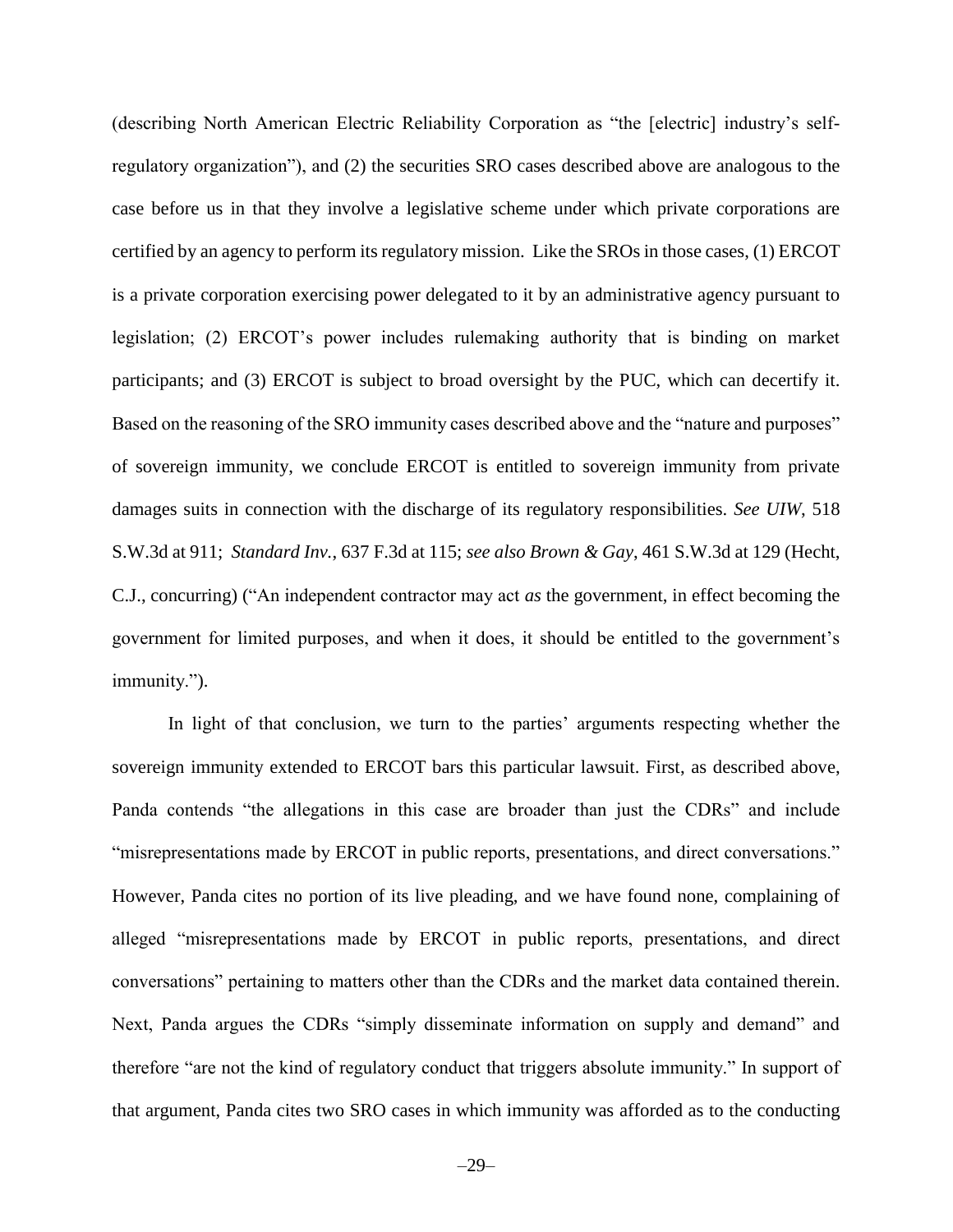(describing North American Electric Reliability Corporation as "the [electric] industry's self-regulatory organization"), and (2) the securities SRO cases described above are analogous to the case before us in that they involve a legislative scheme under which private corporations are certified by an agency to perform its regulatory mission. Like the SROs in those cases, (1) ERCOT is a private corporation exercising power delegated to it by an administrative agency pursuant to legislation; (2) ERCOT's power includes rulemaking authority that is binding on market participants; and (3) ERCOT is subject to broad oversight by the PUC, which can decertify it. Based on the reasoning of the SRO immunity cases described above and the "nature and purposes" of sovereign immunity, we conclude ERCOT is entitled to sovereign immunity from private damages suits in connection with the discharge of its regulatory responsibilities. *See UIW*, 518 S.W.3d at 911; *Standard Inv.*, 637 F.3d at 115; *see also Brown & Gay*, 461 S.W.3d at 129 (Hecht, C.J., concurring) ("An independent contractor may act *as* the government, in effect becoming the government for limited purposes, and when it does, it should be entitled to the government's immunity.").

In light of that conclusion, we turn to the parties' arguments respecting whether the sovereign immunity extended to ERCOT bars this particular lawsuit. First, as described above, Panda contends "the allegations in this case are broader than just the CDRs" and include "misrepresentations made by ERCOT in public reports, presentations, and direct conversations." However, Panda cites no portion of its live pleading, and we have found none, complaining of alleged "misrepresentations made by ERCOT in public reports, presentations, and direct conversations" pertaining to matters other than the CDRs and the market data contained therein. Next, Panda argues the CDRs "simply disseminate information on supply and demand" and therefore "are not the kind of regulatory conduct that triggers absolute immunity." In support of that argument, Panda cites two SRO cases in which immunity was afforded as to the conducting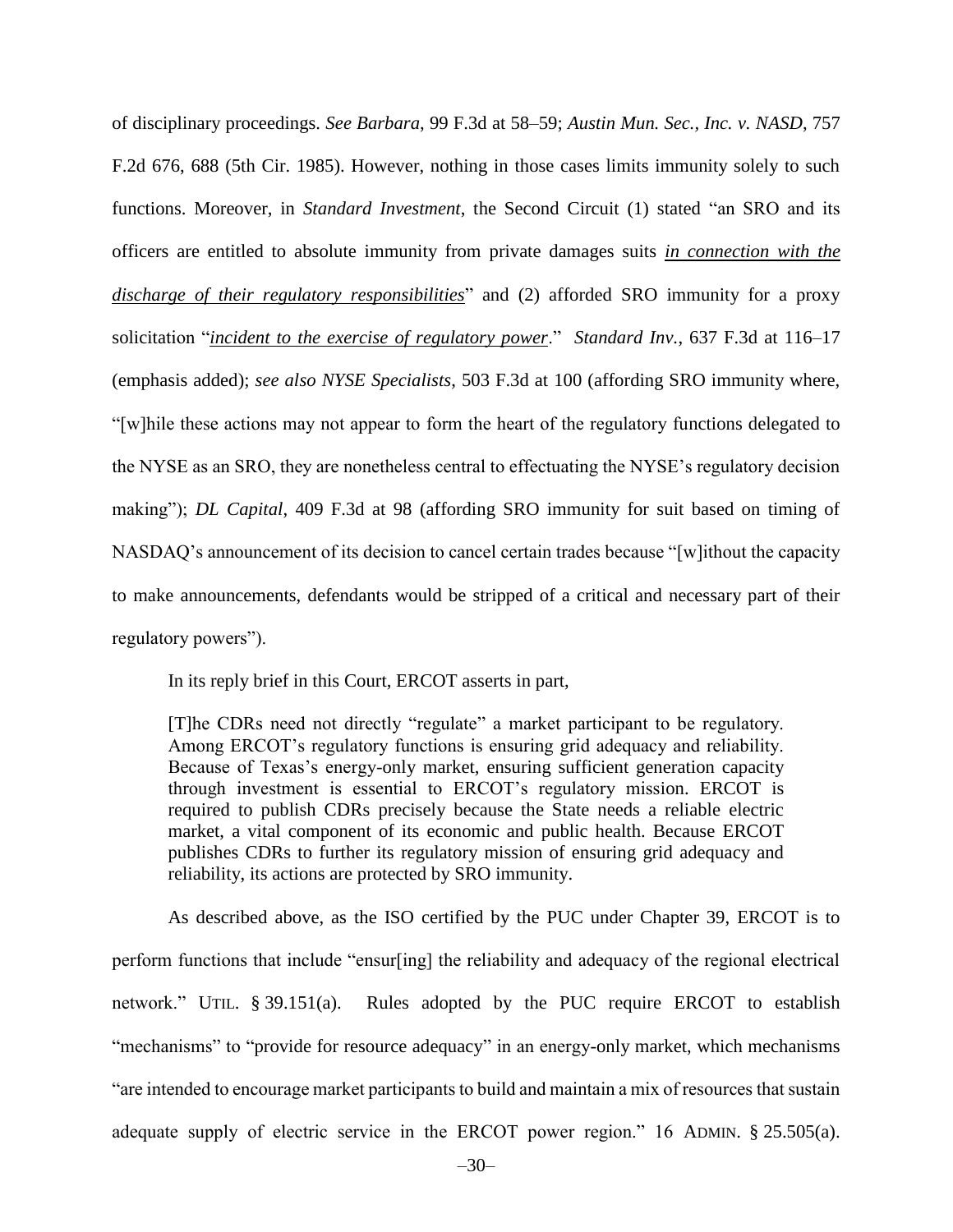of disciplinary proceedings. *See Barbara*, 99 F.3d at 58–59; *Austin Mun. Sec., Inc. v. NASD*, 757 F.2d 676, 688 (5th Cir. 1985). However, nothing in those cases limits immunity solely to such functions. Moreover, in *Standard Investment*, the Second Circuit (1) stated "an SRO and its officers are entitled to absolute immunity from private damages suits ***<u>in connection with the discharge of their regulatory responsibilities</u>***" and (2) afforded SRO immunity for a proxy solicitation "***<u>incident to the exercise of regulatory power</u>***." *Standard Inv.*, 637 F.3d at 116–17 (emphasis added); *see also NYSE Specialists*, 503 F.3d at 100 (affording SRO immunity where, "[w]hile these actions may not appear to form the heart of the regulatory functions delegated to the NYSE as an SRO, they are nonetheless central to effectuating the NYSE's regulatory decision making"); *DL Capital*, 409 F.3d at 98 (affording SRO immunity for suit based on timing of NASDAQ's announcement of its decision to cancel certain trades because "[w]ithout the capacity to make announcements, defendants would be stripped of a critical and necessary part of their regulatory powers").

In its reply brief in this Court, ERCOT asserts in part,

> [T]he CDRs need not directly "regulate" a market participant to be regulatory. Among ERCOT's regulatory functions is ensuring grid adequacy and reliability. Because of Texas's energy-only market, ensuring sufficient generation capacity through investment is essential to ERCOT's regulatory mission. ERCOT is required to publish CDRs precisely because the State needs a reliable electric market, a vital component of its economic and public health. Because ERCOT publishes CDRs to further its regulatory mission of ensuring grid adequacy and reliability, its actions are protected by SRO immunity.

As described above, as the ISO certified by the PUC under Chapter 39, ERCOT is to perform functions that include "ensur[ing] the reliability and adequacy of the regional electrical network." UTIL. § 39.151(a). Rules adopted by the PUC require ERCOT to establish "mechanisms" to "provide for resource adequacy" in an energy-only market, which mechanisms "are intended to encourage market participants to build and maintain a mix of resources that sustain adequate supply of electric service in the ERCOT power region." 16 ADMIN. § 25.505(a).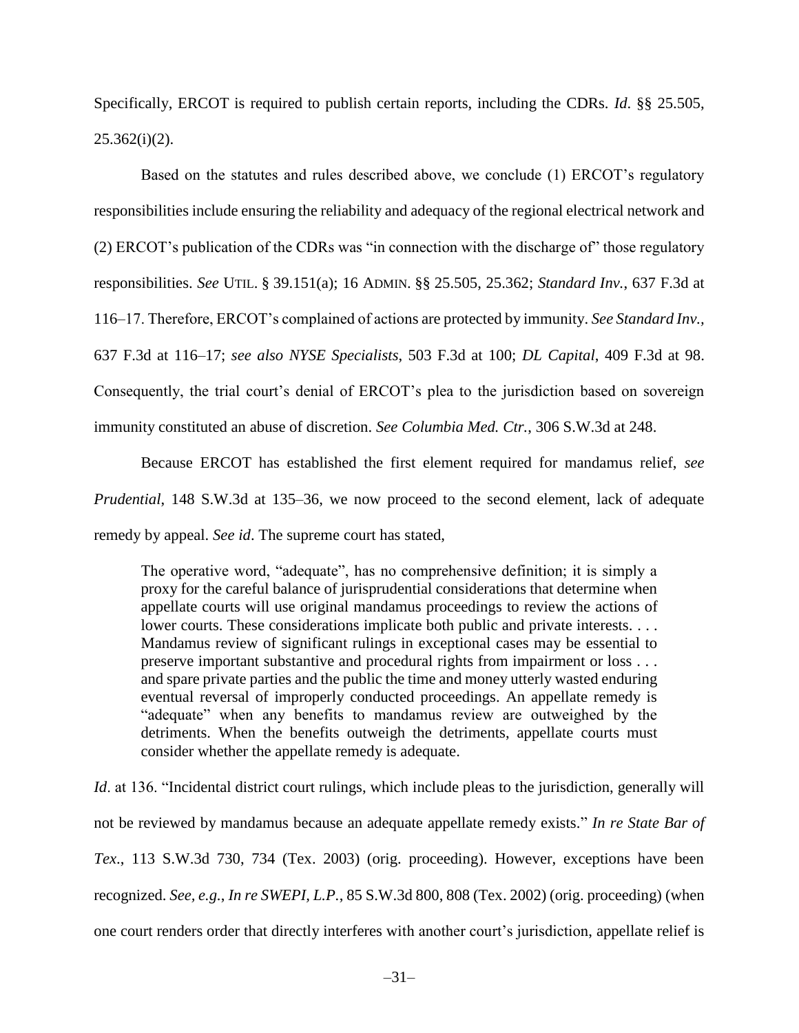Specifically, ERCOT is required to publish certain reports, including the CDRs. *Id*. §§ 25.505, 25.362(i)(2).

Based on the statutes and rules described above, we conclude (1) ERCOT's regulatory responsibilities include ensuring the reliability and adequacy of the regional electrical network and (2) ERCOT's publication of the CDRs was "in connection with the discharge of" those regulatory responsibilities. *See* UTIL. § 39.151(a); 16 ADMIN. §§ 25.505, 25.362; *Standard Inv.*, 637 F.3d at 116–17. Therefore, ERCOT's complained of actions are protected by immunity. *See Standard Inv.*, 637 F.3d at 116–17; *see also NYSE Specialists*, 503 F.3d at 100; *DL Capital*, 409 F.3d at 98. Consequently, the trial court's denial of ERCOT's plea to the jurisdiction based on sovereign immunity constituted an abuse of discretion. *See Columbia Med. Ctr.*, 306 S.W.3d at 248.

Because ERCOT has established the first element required for mandamus relief, *see Prudential*, 148 S.W.3d at 135–36, we now proceed to the second element, lack of adequate remedy by appeal. *See id*. The supreme court has stated,

> The operative word, "adequate", has no comprehensive definition; it is simply a proxy for the careful balance of jurisprudential considerations that determine when appellate courts will use original mandamus proceedings to review the actions of lower courts. These considerations implicate both public and private interests. . . . Mandamus review of significant rulings in exceptional cases may be essential to preserve important substantive and procedural rights from impairment or loss . . . and spare private parties and the public the time and money utterly wasted enduring eventual reversal of improperly conducted proceedings. An appellate remedy is "adequate" when any benefits to mandamus review are outweighed by the detriments. When the benefits outweigh the detriments, appellate courts must consider whether the appellate remedy is adequate.

*Id*. at 136. "Incidental district court rulings, which include pleas to the jurisdiction, generally will not be reviewed by mandamus because an adequate appellate remedy exists." *In re State Bar of Tex*., 113 S.W.3d 730, 734 (Tex. 2003) (orig. proceeding). However, exceptions have been recognized. *See, e.g.*, *In re SWEPI, L.P.*, 85 S.W.3d 800, 808 (Tex. 2002) (orig. proceeding) (when one court renders order that directly interferes with another court's jurisdiction, appellate relief is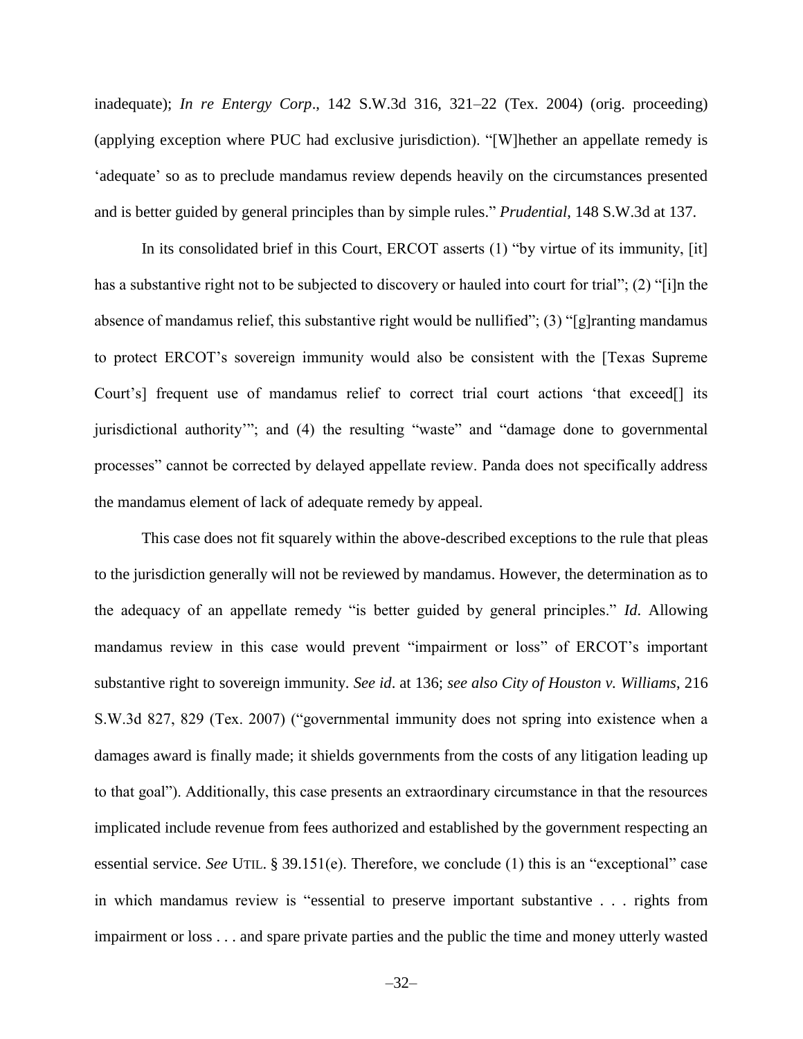inadequate); *In re Entergy Corp*., 142 S.W.3d 316, 321–22 (Tex. 2004) (orig. proceeding) (applying exception where PUC had exclusive jurisdiction). "[W]hether an appellate remedy is 'adequate' so as to preclude mandamus review depends heavily on the circumstances presented and is better guided by general principles than by simple rules." *Prudential*, 148 S.W.3d at 137.

In its consolidated brief in this Court, ERCOT asserts (1) "by virtue of its immunity, [it] has a substantive right not to be subjected to discovery or hauled into court for trial"; (2) "[i]n the absence of mandamus relief, this substantive right would be nullified"; (3) "[g]ranting mandamus to protect ERCOT's sovereign immunity would also be consistent with the [Texas Supreme Court's] frequent use of mandamus relief to correct trial court actions 'that exceed[] its jurisdictional authority'"; and (4) the resulting "waste" and "damage done to governmental processes" cannot be corrected by delayed appellate review. Panda does not specifically address the mandamus element of lack of adequate remedy by appeal.

This case does not fit squarely within the above-described exceptions to the rule that pleas to the jurisdiction generally will not be reviewed by mandamus. However, the determination as to the adequacy of an appellate remedy "is better guided by general principles." *Id.* Allowing mandamus review in this case would prevent "impairment or loss" of ERCOT's important substantive right to sovereign immunity. *See id*. at 136; *see also City of Houston v. Williams*, 216 S.W.3d 827, 829 (Tex. 2007) ("governmental immunity does not spring into existence when a damages award is finally made; it shields governments from the costs of any litigation leading up to that goal"). Additionally, this case presents an extraordinary circumstance in that the resources implicated include revenue from fees authorized and established by the government respecting an essential service. *See* UTIL. § 39.151(e). Therefore, we conclude (1) this is an "exceptional" case in which mandamus review is "essential to preserve important substantive . . . rights from impairment or loss . . . and spare private parties and the public the time and money utterly wasted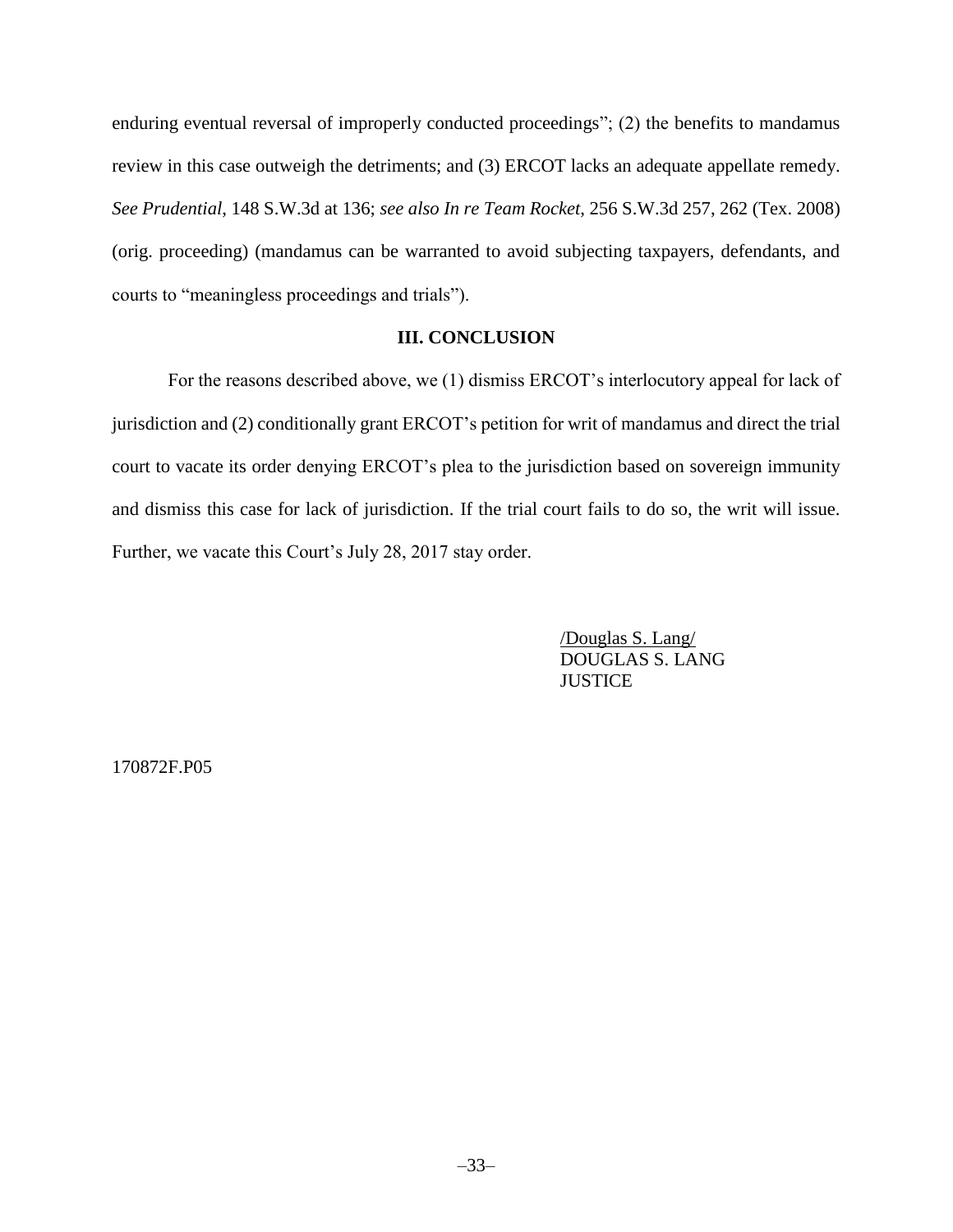enduring eventual reversal of improperly conducted proceedings"; (2) the benefits to mandamus review in this case outweigh the detriments; and (3) ERCOT lacks an adequate appellate remedy. *See Prudential*, 148 S.W.3d at 136; *see also In re Team Rocket*, 256 S.W.3d 257, 262 (Tex. 2008) (orig. proceeding) (mandamus can be warranted to avoid subjecting taxpayers, defendants, and courts to "meaningless proceedings and trials").

## III. CONCLUSION

For the reasons described above, we (1) dismiss ERCOT's interlocutory appeal for lack of jurisdiction and (2) conditionally grant ERCOT's petition for writ of mandamus and direct the trial court to vacate its order denying ERCOT's plea to the jurisdiction based on sovereign immunity and dismiss this case for lack of jurisdiction. If the trial court fails to do so, the writ will issue. Further, we vacate this Court's July 28, 2017 stay order.

/Douglas S. Lang/
DOUGLAS S. LANG
JUSTICE

170872F.P05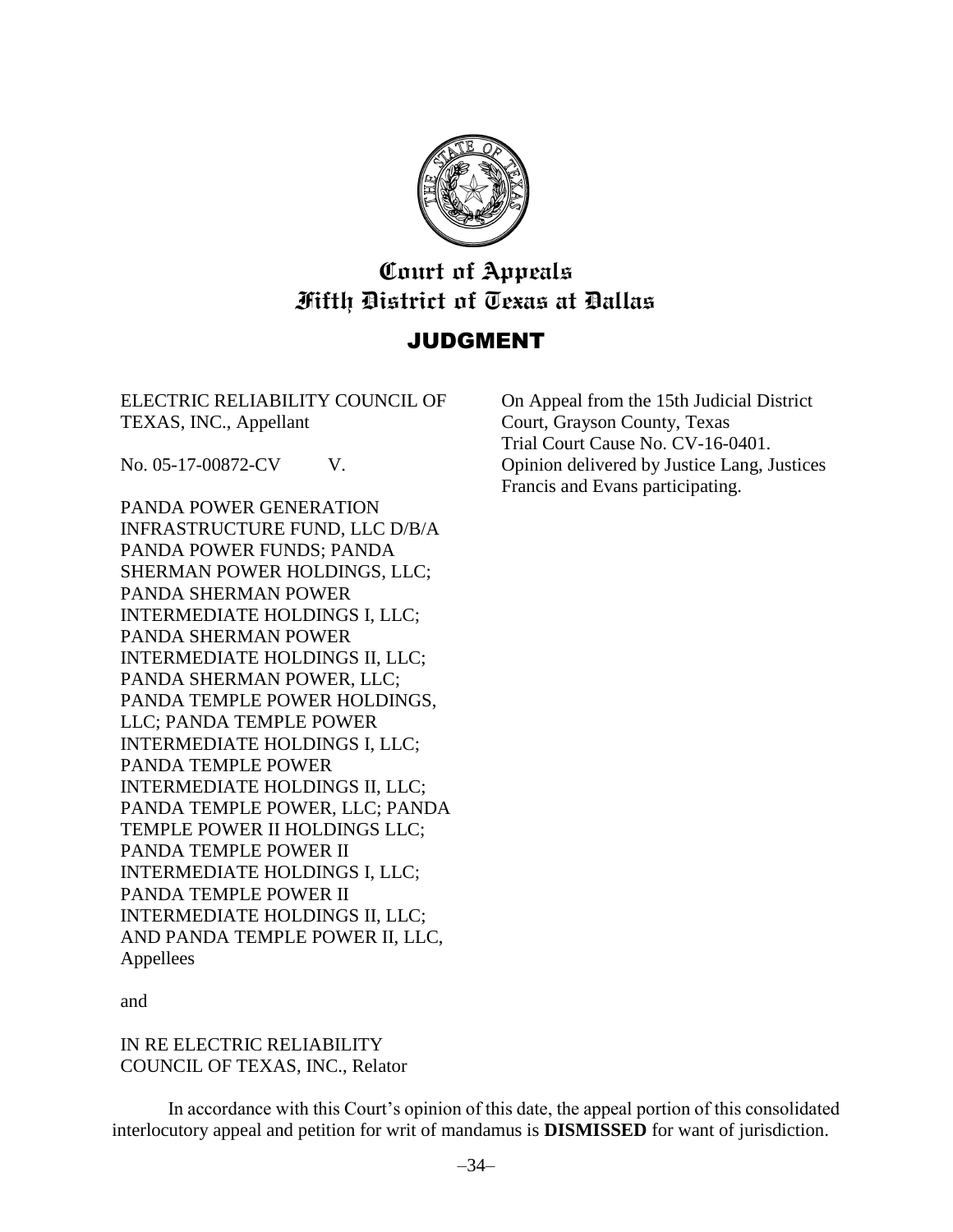# Court of Appeals
# Fifth District of Texas at Dallas

## JUDGMENT

ELECTRIC RELIABILITY COUNCIL OF TEXAS, INC., Appellant

No. 05-17-00872-CV V.

PANDA POWER GENERATION INFRASTRUCTURE FUND, LLC D/B/A PANDA POWER FUNDS; PANDA SHERMAN POWER HOLDINGS, LLC; PANDA SHERMAN POWER INTERMEDIATE HOLDINGS I, LLC; PANDA SHERMAN POWER INTERMEDIATE HOLDINGS II, LLC; PANDA SHERMAN POWER, LLC; PANDA TEMPLE POWER HOLDINGS, LLC; PANDA TEMPLE POWER INTERMEDIATE HOLDINGS I, LLC; PANDA TEMPLE POWER INTERMEDIATE HOLDINGS II, LLC; PANDA TEMPLE POWER, LLC; PANDA TEMPLE POWER II HOLDINGS LLC; PANDA TEMPLE POWER II INTERMEDIATE HOLDINGS I, LLC; PANDA TEMPLE POWER II INTERMEDIATE HOLDINGS II, LLC; AND PANDA TEMPLE POWER II, LLC, Appellees

and

IN RE ELECTRIC RELIABILITY COUNCIL OF TEXAS, INC., Relator

On Appeal from the 15th Judicial District Court, Grayson County, Texas
Trial Court Cause No. CV-16-0401.
Opinion delivered by Justice Lang, Justices Francis and Evans participating.

In accordance with this Court's opinion of this date, the appeal portion of this consolidated interlocutory appeal and petition for writ of mandamus is **DISMISSED** for want of jurisdiction.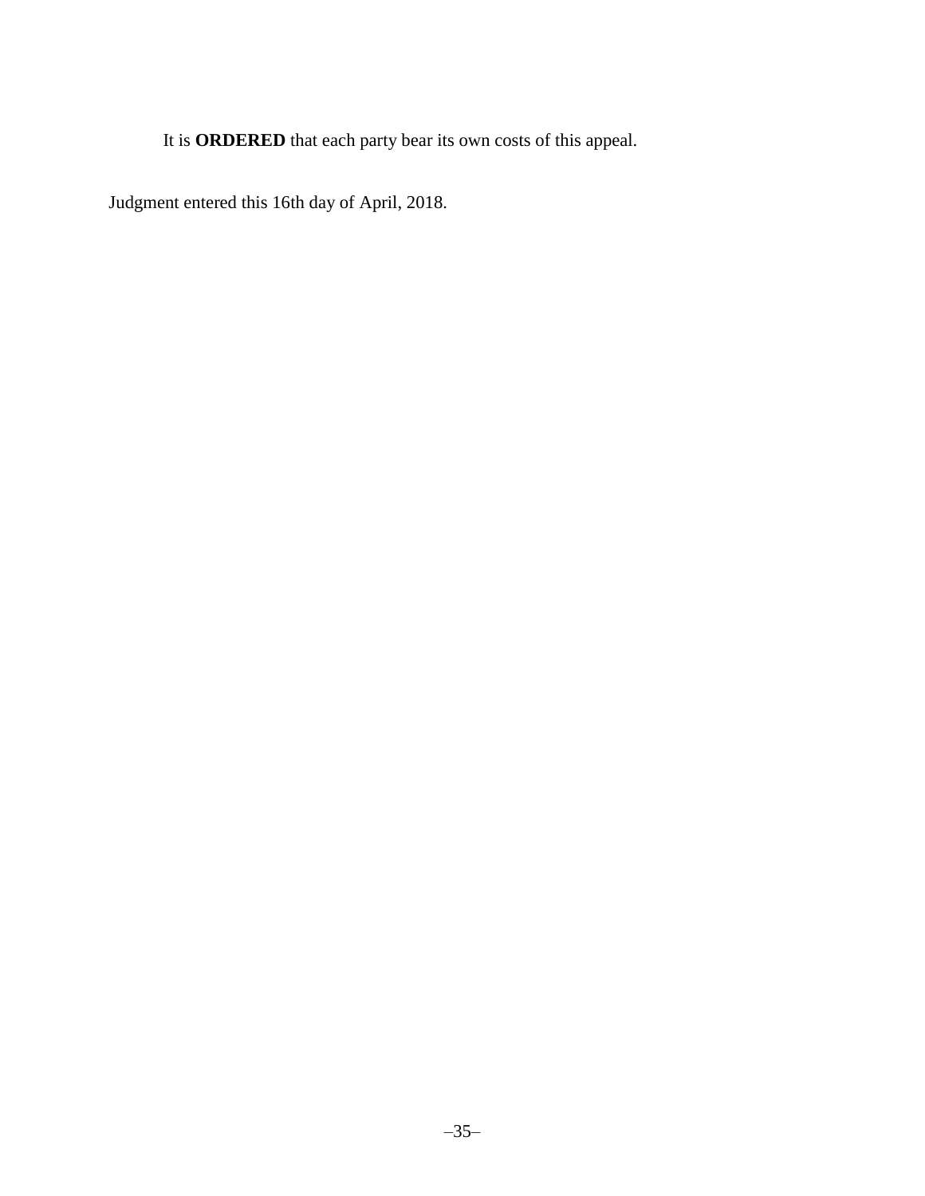It is **ORDERED** that each party bear its own costs of this appeal.

Judgment entered this 16th day of April, 2018.